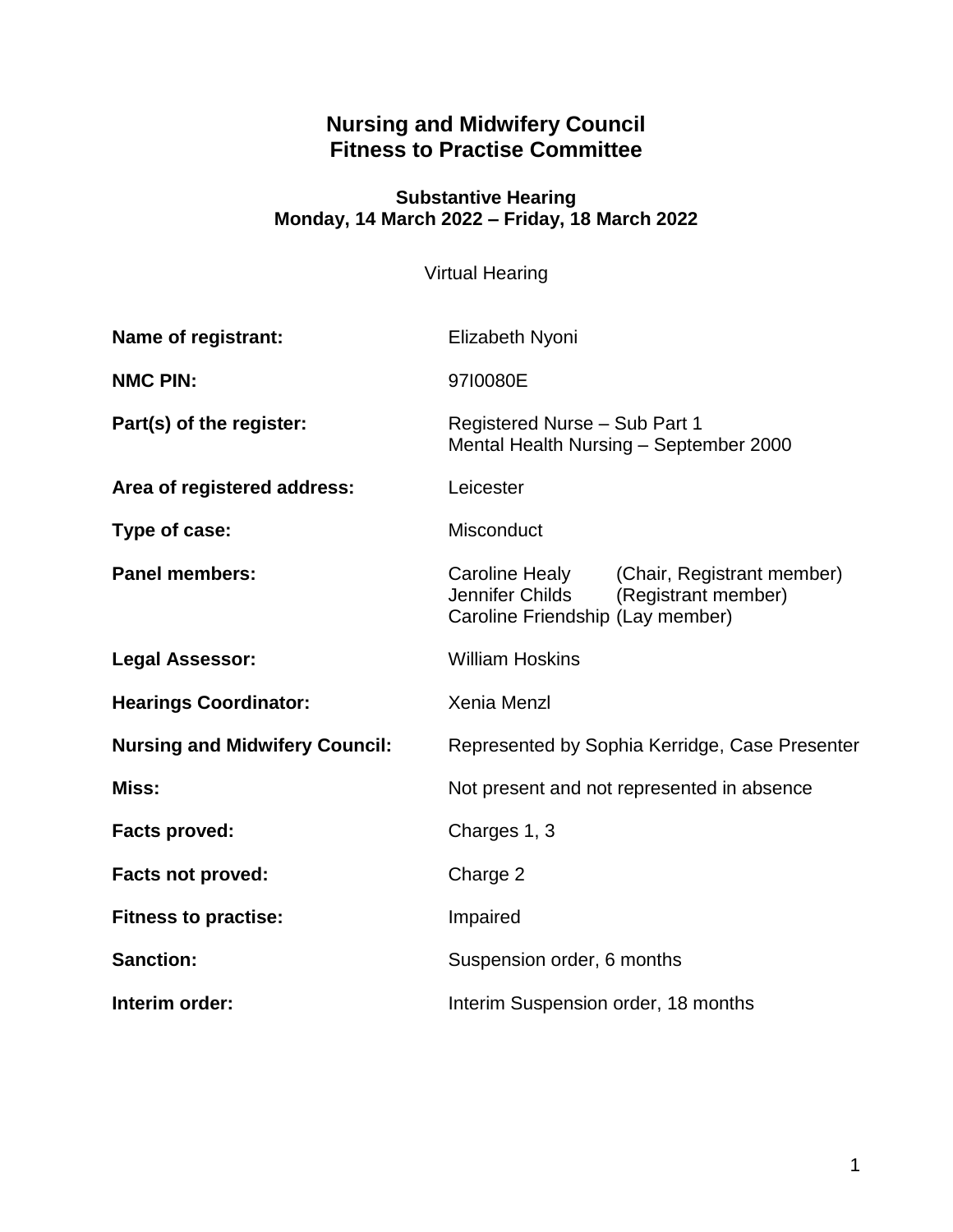# Nursing and Midwifery Council
# Fitness to Practise Committee

### Substantive Hearing
### Monday, 14 March 2022 – Friday, 18 March 2022

Virtual Hearing

| | |
|---|---|
| **Name of registrant:** | Elizabeth Nyoni |
| **NMC PIN:** | 97I0080E |
| **Part(s) of the register:** | Registered Nurse – Sub Part 1<br>Mental Health Nursing – September 2000 |
| **Area of registered address:** | Leicester |
| **Type of case:** | Misconduct |
| **Panel members:** | Caroline Healy (Chair, Registrant member)<br>Jennifer Childs (Registrant member)<br>Caroline Friendship (Lay member) |
| **Legal Assessor:** | William Hoskins |
| **Hearings Coordinator:** | Xenia Menzl |
| **Nursing and Midwifery Council:** | Represented by Sophia Kerridge, Case Presenter |
| **Miss:** | Not present and not represented in absence |
| **Facts proved:** | Charges 1, 3 |
| **Facts not proved:** | Charge 2 |
| **Fitness to practise:** | Impaired |
| **Sanction:** | Suspension order, 6 months |
| **Interim order:** | Interim Suspension order, 18 months |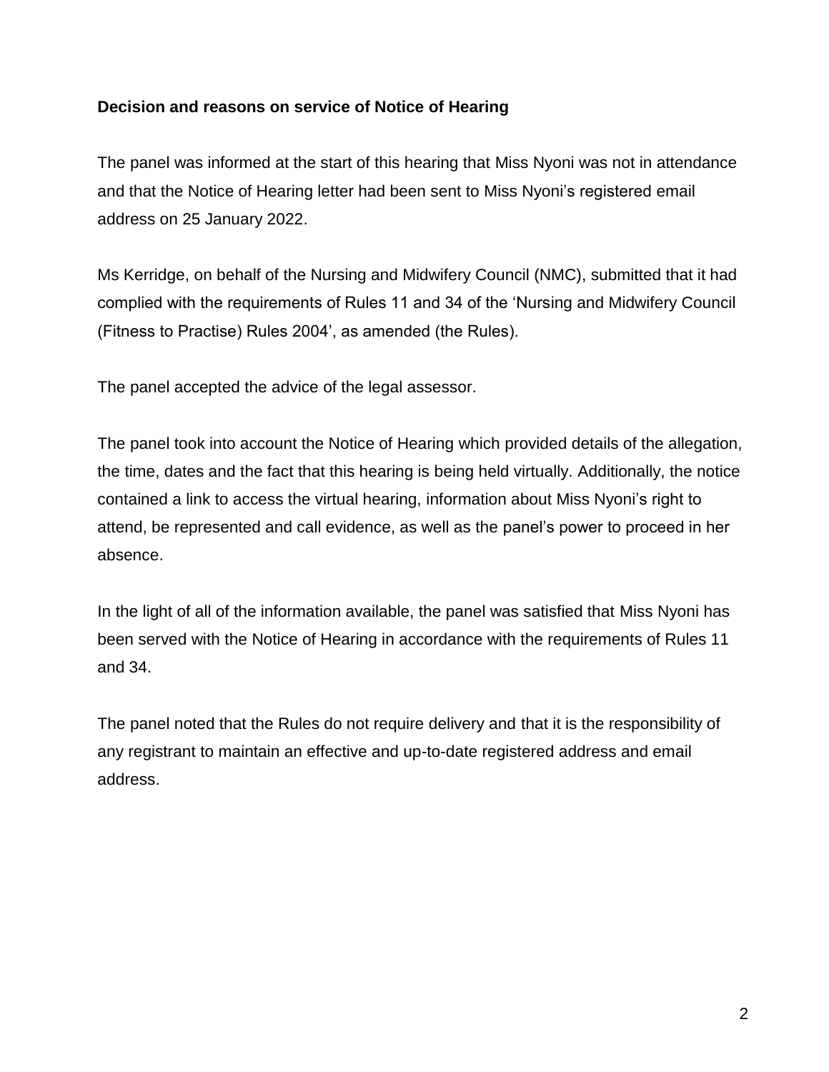**Decision and reasons on service of Notice of Hearing**

The panel was informed at the start of this hearing that Miss Nyoni was not in attendance and that the Notice of Hearing letter had been sent to Miss Nyoni's registered email address on 25 January 2022.

Ms Kerridge, on behalf of the Nursing and Midwifery Council (NMC), submitted that it had complied with the requirements of Rules 11 and 34 of the 'Nursing and Midwifery Council (Fitness to Practise) Rules 2004', as amended (the Rules).

The panel accepted the advice of the legal assessor.

The panel took into account the Notice of Hearing which provided details of the allegation, the time, dates and the fact that this hearing is being held virtually. Additionally, the notice contained a link to access the virtual hearing, information about Miss Nyoni's right to attend, be represented and call evidence, as well as the panel's power to proceed in her absence.

In the light of all of the information available, the panel was satisfied that Miss Nyoni has been served with the Notice of Hearing in accordance with the requirements of Rules 11 and 34.

The panel noted that the Rules do not require delivery and that it is the responsibility of any registrant to maintain an effective and up-to-date registered address and email address.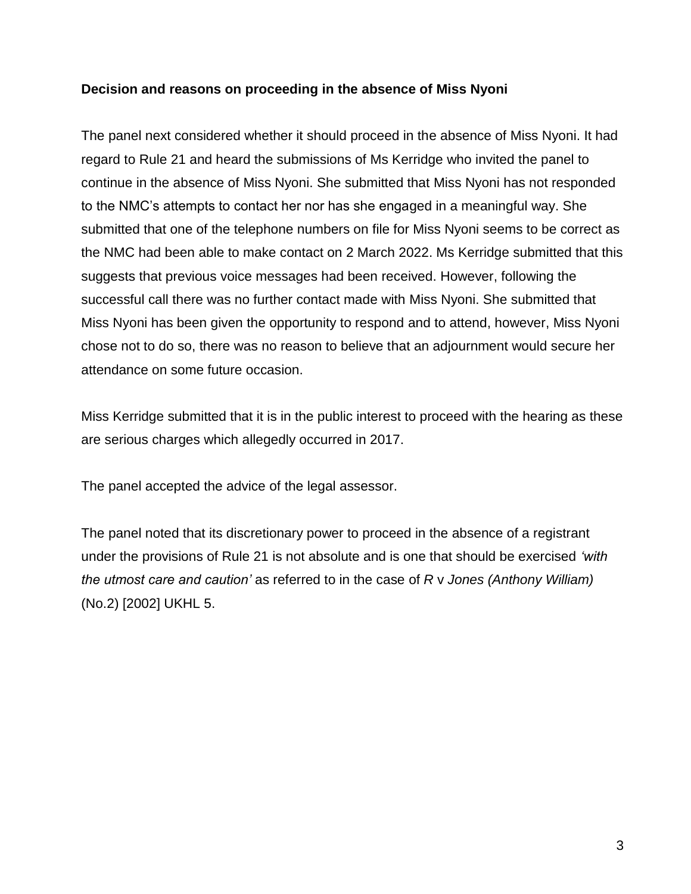**Decision and reasons on proceeding in the absence of Miss Nyoni**

The panel next considered whether it should proceed in the absence of Miss Nyoni. It had regard to Rule 21 and heard the submissions of Ms Kerridge who invited the panel to continue in the absence of Miss Nyoni. She submitted that Miss Nyoni has not responded to the NMC's attempts to contact her nor has she engaged in a meaningful way. She submitted that one of the telephone numbers on file for Miss Nyoni seems to be correct as the NMC had been able to make contact on 2 March 2022. Ms Kerridge submitted that this suggests that previous voice messages had been received. However, following the successful call there was no further contact made with Miss Nyoni. She submitted that Miss Nyoni has been given the opportunity to respond and to attend, however, Miss Nyoni chose not to do so, there was no reason to believe that an adjournment would secure her attendance on some future occasion.

Miss Kerridge submitted that it is in the public interest to proceed with the hearing as these are serious charges which allegedly occurred in 2017.

The panel accepted the advice of the legal assessor.

The panel noted that its discretionary power to proceed in the absence of a registrant under the provisions of Rule 21 is not absolute and is one that should be exercised *'with the utmost care and caution'* as referred to in the case of *R* v *Jones (Anthony William)* (No.2) [2002] UKHL 5.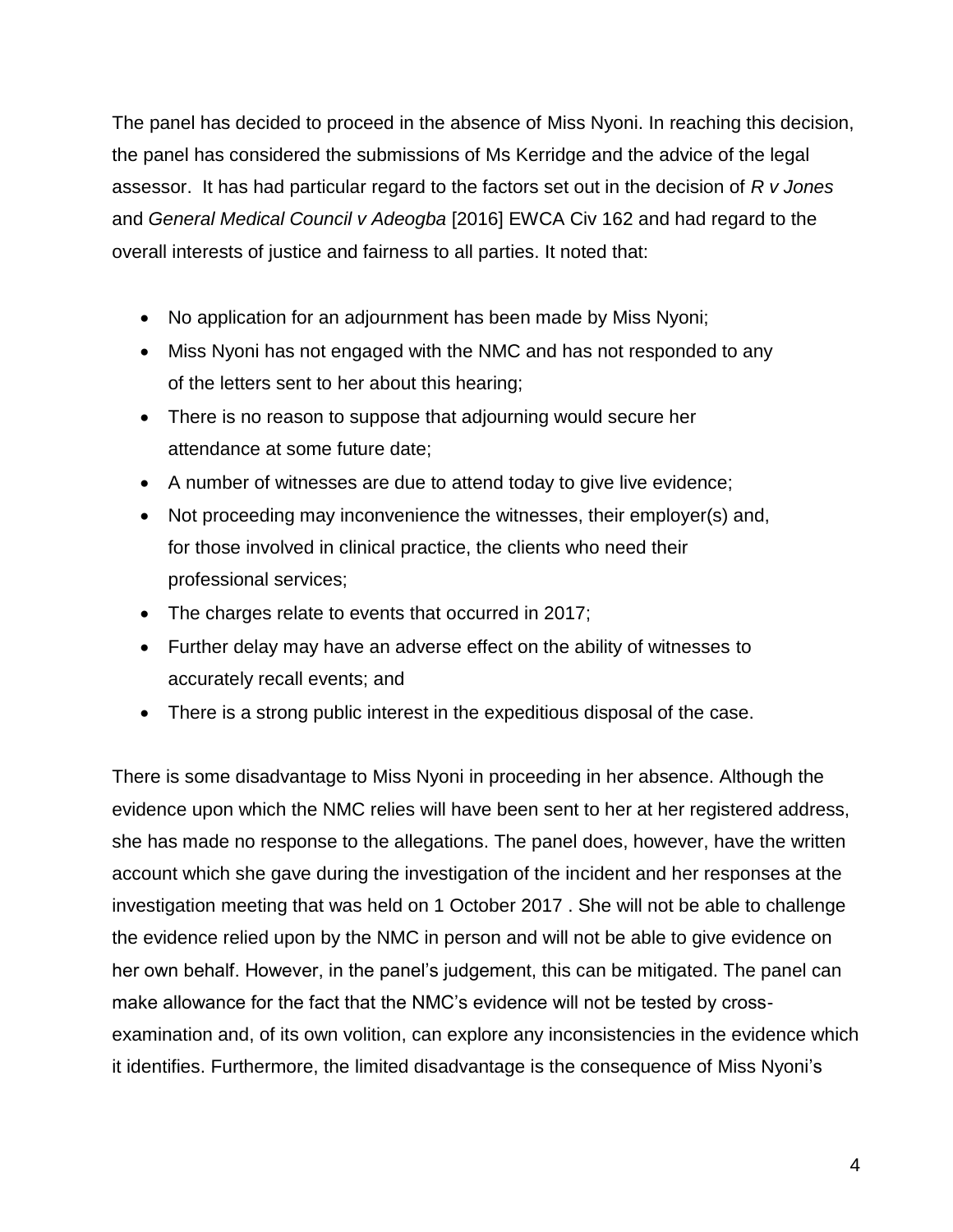The panel has decided to proceed in the absence of Miss Nyoni. In reaching this decision, the panel has considered the submissions of Ms Kerridge and the advice of the legal assessor. It has had particular regard to the factors set out in the decision of *R v Jones* and *General Medical Council v Adeogba* [2016] EWCA Civ 162 and had regard to the overall interests of justice and fairness to all parties. It noted that:

- No application for an adjournment has been made by Miss Nyoni;
- Miss Nyoni has not engaged with the NMC and has not responded to any of the letters sent to her about this hearing;
- There is no reason to suppose that adjourning would secure her attendance at some future date;
- A number of witnesses are due to attend today to give live evidence;
- Not proceeding may inconvenience the witnesses, their employer(s) and, for those involved in clinical practice, the clients who need their professional services;
- The charges relate to events that occurred in 2017;
- Further delay may have an adverse effect on the ability of witnesses to accurately recall events; and
- There is a strong public interest in the expeditious disposal of the case.

There is some disadvantage to Miss Nyoni in proceeding in her absence. Although the evidence upon which the NMC relies will have been sent to her at her registered address, she has made no response to the allegations. The panel does, however, have the written account which she gave during the investigation of the incident and her responses at the investigation meeting that was held on 1 October 2017 . She will not be able to challenge the evidence relied upon by the NMC in person and will not be able to give evidence on her own behalf. However, in the panel's judgement, this can be mitigated. The panel can make allowance for the fact that the NMC's evidence will not be tested by cross-examination and, of its own volition, can explore any inconsistencies in the evidence which it identifies. Furthermore, the limited disadvantage is the consequence of Miss Nyoni's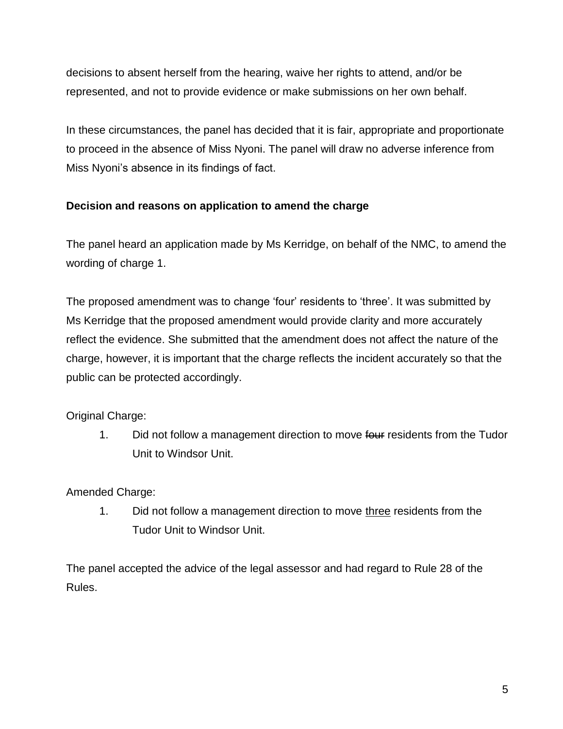decisions to absent herself from the hearing, waive her rights to attend, and/or be represented, and not to provide evidence or make submissions on her own behalf.

In these circumstances, the panel has decided that it is fair, appropriate and proportionate to proceed in the absence of Miss Nyoni. The panel will draw no adverse inference from Miss Nyoni's absence in its findings of fact.

**Decision and reasons on application to amend the charge**

The panel heard an application made by Ms Kerridge, on behalf of the NMC, to amend the wording of charge 1.

The proposed amendment was to change 'four' residents to 'three'. It was submitted by Ms Kerridge that the proposed amendment would provide clarity and more accurately reflect the evidence. She submitted that the amendment does not affect the nature of the charge, however, it is important that the charge reflects the incident accurately so that the public can be protected accordingly.

Original Charge:

1. Did not follow a management direction to move ~~four~~ residents from the Tudor Unit to Windsor Unit.

Amended Charge:

1. Did not follow a management direction to move <u>three</u> residents from the Tudor Unit to Windsor Unit.

The panel accepted the advice of the legal assessor and had regard to Rule 28 of the Rules.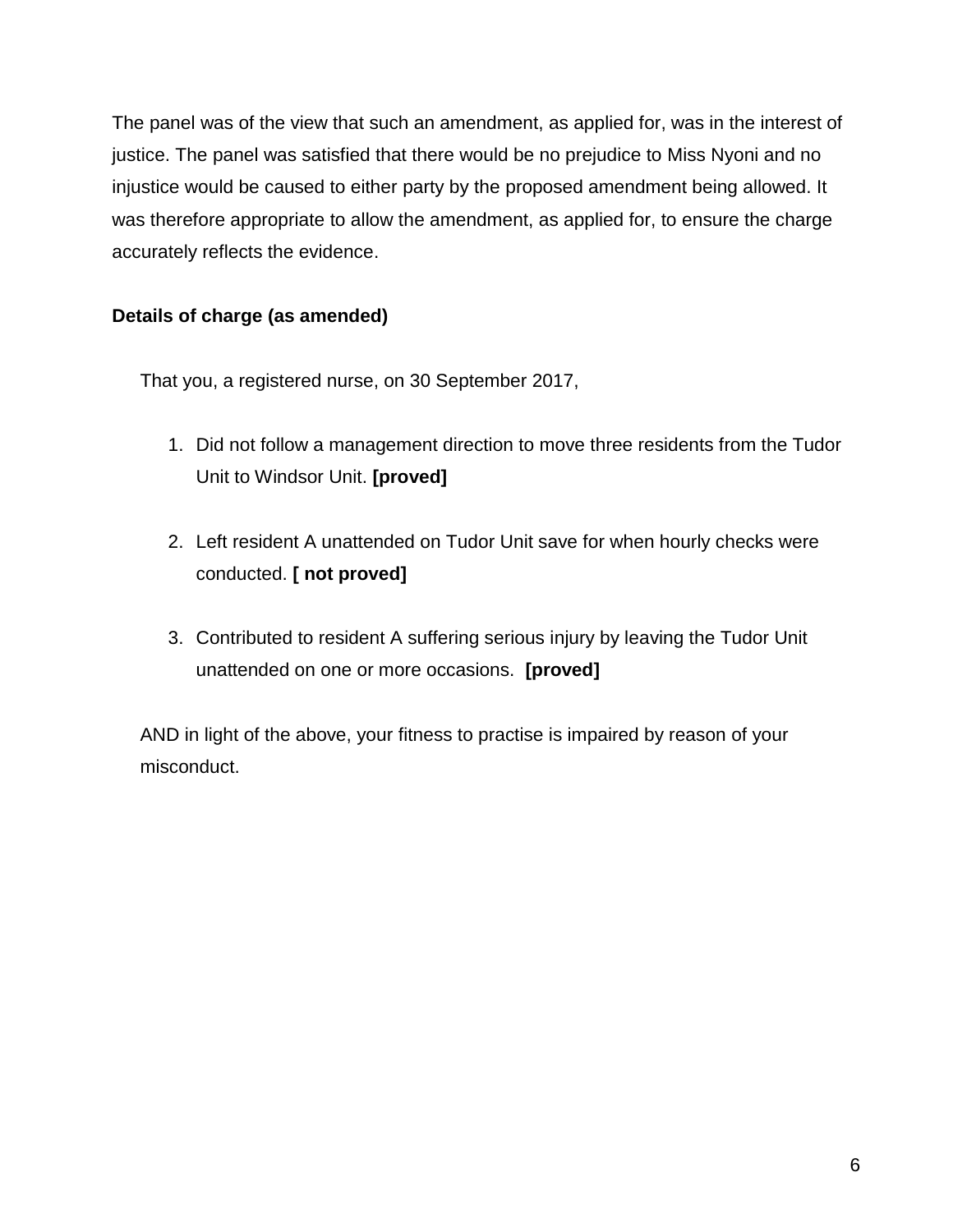The panel was of the view that such an amendment, as applied for, was in the interest of justice. The panel was satisfied that there would be no prejudice to Miss Nyoni and no injustice would be caused to either party by the proposed amendment being allowed. It was therefore appropriate to allow the amendment, as applied for, to ensure the charge accurately reflects the evidence.

**Details of charge (as amended)**

That you, a registered nurse, on 30 September 2017,

1. Did not follow a management direction to move three residents from the Tudor Unit to Windsor Unit. **[proved]**

2. Left resident A unattended on Tudor Unit save for when hourly checks were conducted. **[ not proved]**

3. Contributed to resident A suffering serious injury by leaving the Tudor Unit unattended on one or more occasions. **[proved]**

AND in light of the above, your fitness to practise is impaired by reason of your misconduct.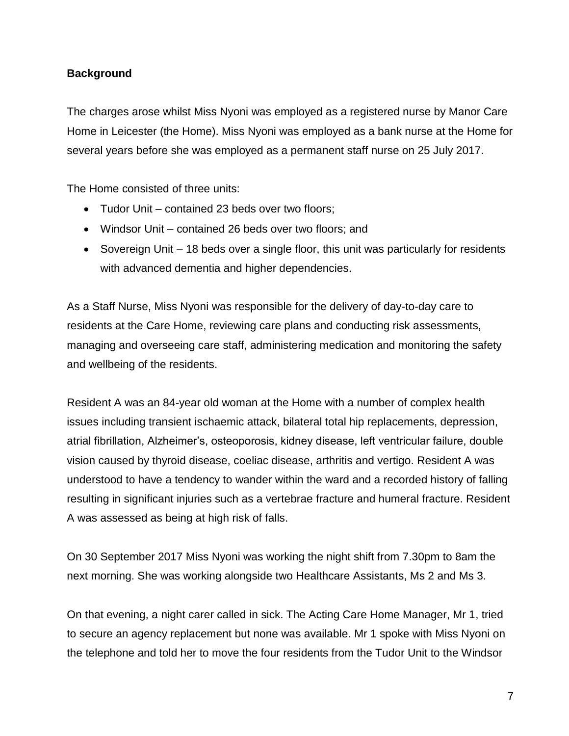**Background**

The charges arose whilst Miss Nyoni was employed as a registered nurse by Manor Care Home in Leicester (the Home). Miss Nyoni was employed as a bank nurse at the Home for several years before she was employed as a permanent staff nurse on 25 July 2017.

The Home consisted of three units:

- Tudor Unit – contained 23 beds over two floors;
- Windsor Unit – contained 26 beds over two floors; and
- Sovereign Unit – 18 beds over a single floor, this unit was particularly for residents with advanced dementia and higher dependencies.

As a Staff Nurse, Miss Nyoni was responsible for the delivery of day-to-day care to residents at the Care Home, reviewing care plans and conducting risk assessments, managing and overseeing care staff, administering medication and monitoring the safety and wellbeing of the residents.

Resident A was an 84-year old woman at the Home with a number of complex health issues including transient ischaemic attack, bilateral total hip replacements, depression, atrial fibrillation, Alzheimer's, osteoporosis, kidney disease, left ventricular failure, double vision caused by thyroid disease, coeliac disease, arthritis and vertigo. Resident A was understood to have a tendency to wander within the ward and a recorded history of falling resulting in significant injuries such as a vertebrae fracture and humeral fracture. Resident A was assessed as being at high risk of falls.

On 30 September 2017 Miss Nyoni was working the night shift from 7.30pm to 8am the next morning. She was working alongside two Healthcare Assistants, Ms 2 and Ms 3.

On that evening, a night carer called in sick. The Acting Care Home Manager, Mr 1, tried to secure an agency replacement but none was available. Mr 1 spoke with Miss Nyoni on the telephone and told her to move the four residents from the Tudor Unit to the Windsor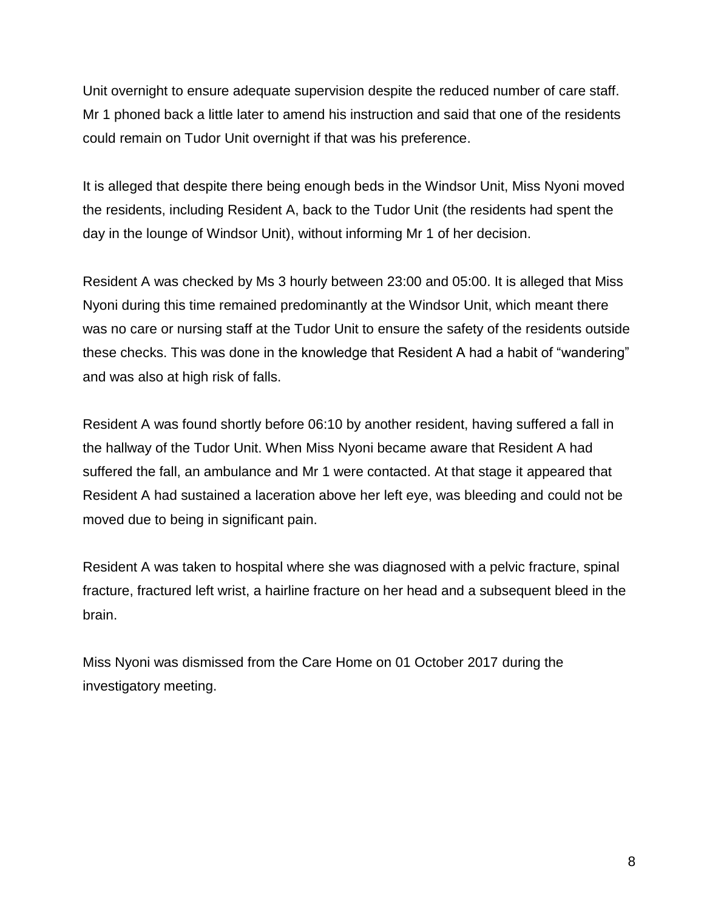Unit overnight to ensure adequate supervision despite the reduced number of care staff. Mr 1 phoned back a little later to amend his instruction and said that one of the residents could remain on Tudor Unit overnight if that was his preference.

It is alleged that despite there being enough beds in the Windsor Unit, Miss Nyoni moved the residents, including Resident A, back to the Tudor Unit (the residents had spent the day in the lounge of Windsor Unit), without informing Mr 1 of her decision.

Resident A was checked by Ms 3 hourly between 23:00 and 05:00. It is alleged that Miss Nyoni during this time remained predominantly at the Windsor Unit, which meant there was no care or nursing staff at the Tudor Unit to ensure the safety of the residents outside these checks. This was done in the knowledge that Resident A had a habit of "wandering" and was also at high risk of falls.

Resident A was found shortly before 06:10 by another resident, having suffered a fall in the hallway of the Tudor Unit. When Miss Nyoni became aware that Resident A had suffered the fall, an ambulance and Mr 1 were contacted. At that stage it appeared that Resident A had sustained a laceration above her left eye, was bleeding and could not be moved due to being in significant pain.

Resident A was taken to hospital where she was diagnosed with a pelvic fracture, spinal fracture, fractured left wrist, a hairline fracture on her head and a subsequent bleed in the brain.

Miss Nyoni was dismissed from the Care Home on 01 October 2017 during the investigatory meeting.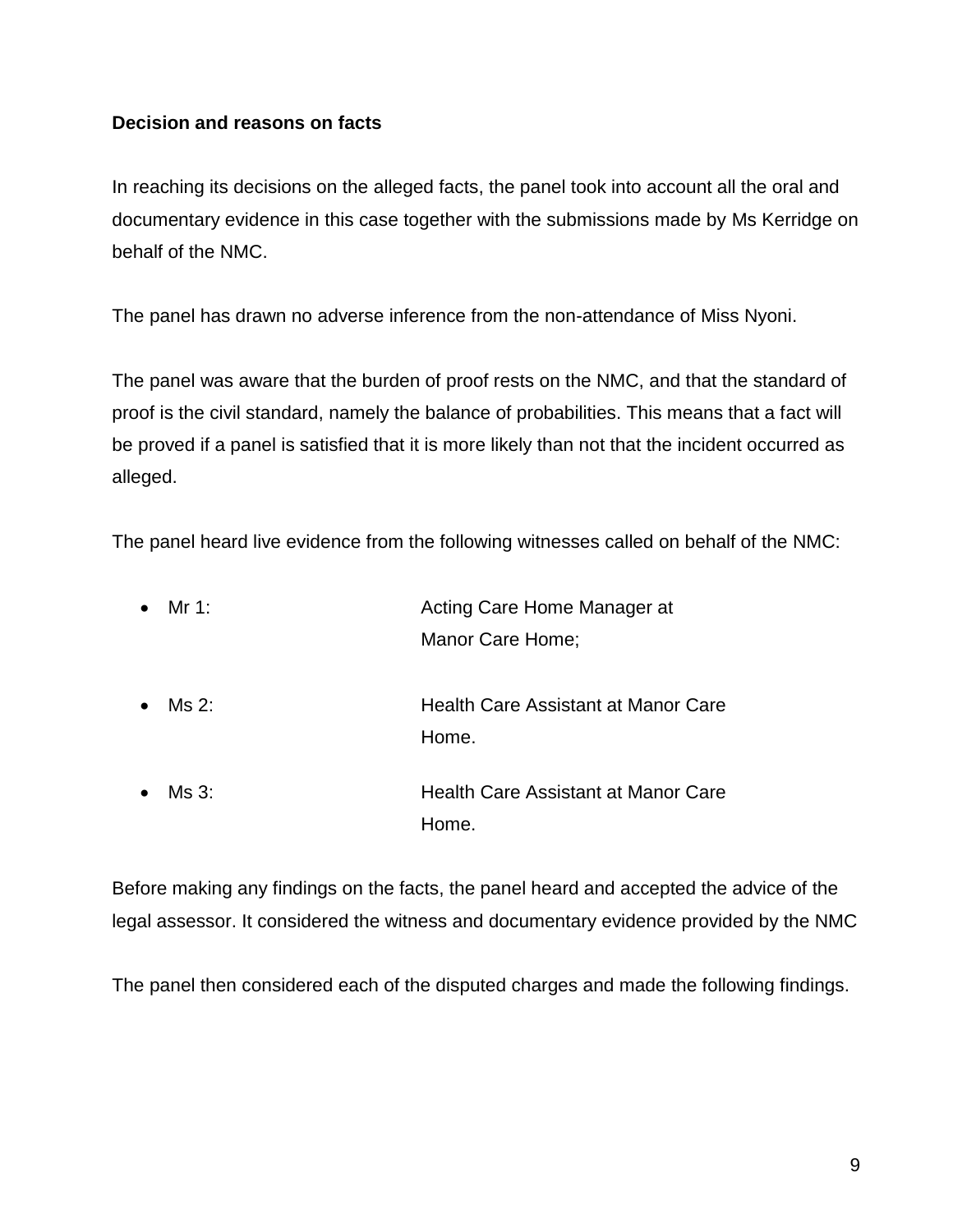**Decision and reasons on facts**

In reaching its decisions on the alleged facts, the panel took into account all the oral and documentary evidence in this case together with the submissions made by Ms Kerridge on behalf of the NMC.

The panel has drawn no adverse inference from the non-attendance of Miss Nyoni.

The panel was aware that the burden of proof rests on the NMC, and that the standard of proof is the civil standard, namely the balance of probabilities. This means that a fact will be proved if a panel is satisfied that it is more likely than not that the incident occurred as alleged.

The panel heard live evidence from the following witnesses called on behalf of the NMC:

- Mr 1: Acting Care Home Manager at Manor Care Home;
- Ms 2: Health Care Assistant at Manor Care Home.
- Ms 3: Health Care Assistant at Manor Care Home.

Before making any findings on the facts, the panel heard and accepted the advice of the legal assessor. It considered the witness and documentary evidence provided by the NMC

The panel then considered each of the disputed charges and made the following findings.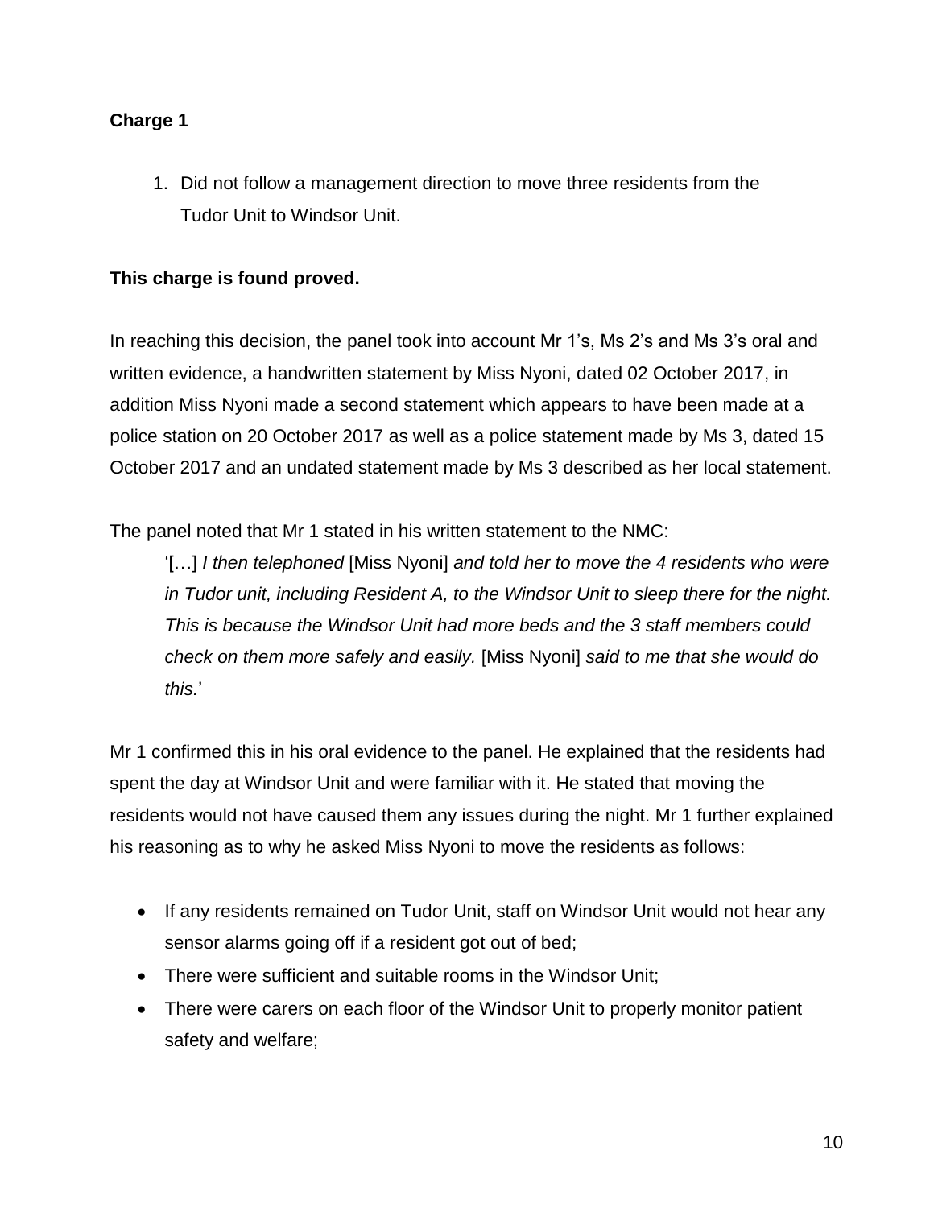**Charge 1**

1. Did not follow a management direction to move three residents from the Tudor Unit to Windsor Unit.

**This charge is found proved.**

In reaching this decision, the panel took into account Mr 1's, Ms 2's and Ms 3's oral and written evidence, a handwritten statement by Miss Nyoni, dated 02 October 2017, in addition Miss Nyoni made a second statement which appears to have been made at a police station on 20 October 2017 as well as a police statement made by Ms 3, dated 15 October 2017 and an undated statement made by Ms 3 described as her local statement.

The panel noted that Mr 1 stated in his written statement to the NMC:

> '[…] *I then telephoned* [Miss Nyoni] *and told her to move the 4 residents who were in Tudor unit, including Resident A, to the Windsor Unit to sleep there for the night. This is because the Windsor Unit had more beds and the 3 staff members could check on them more safely and easily.* [Miss Nyoni] *said to me that she would do this.*'

Mr 1 confirmed this in his oral evidence to the panel. He explained that the residents had spent the day at Windsor Unit and were familiar with it. He stated that moving the residents would not have caused them any issues during the night. Mr 1 further explained his reasoning as to why he asked Miss Nyoni to move the residents as follows:

- If any residents remained on Tudor Unit, staff on Windsor Unit would not hear any sensor alarms going off if a resident got out of bed;
- There were sufficient and suitable rooms in the Windsor Unit;
- There were carers on each floor of the Windsor Unit to properly monitor patient safety and welfare;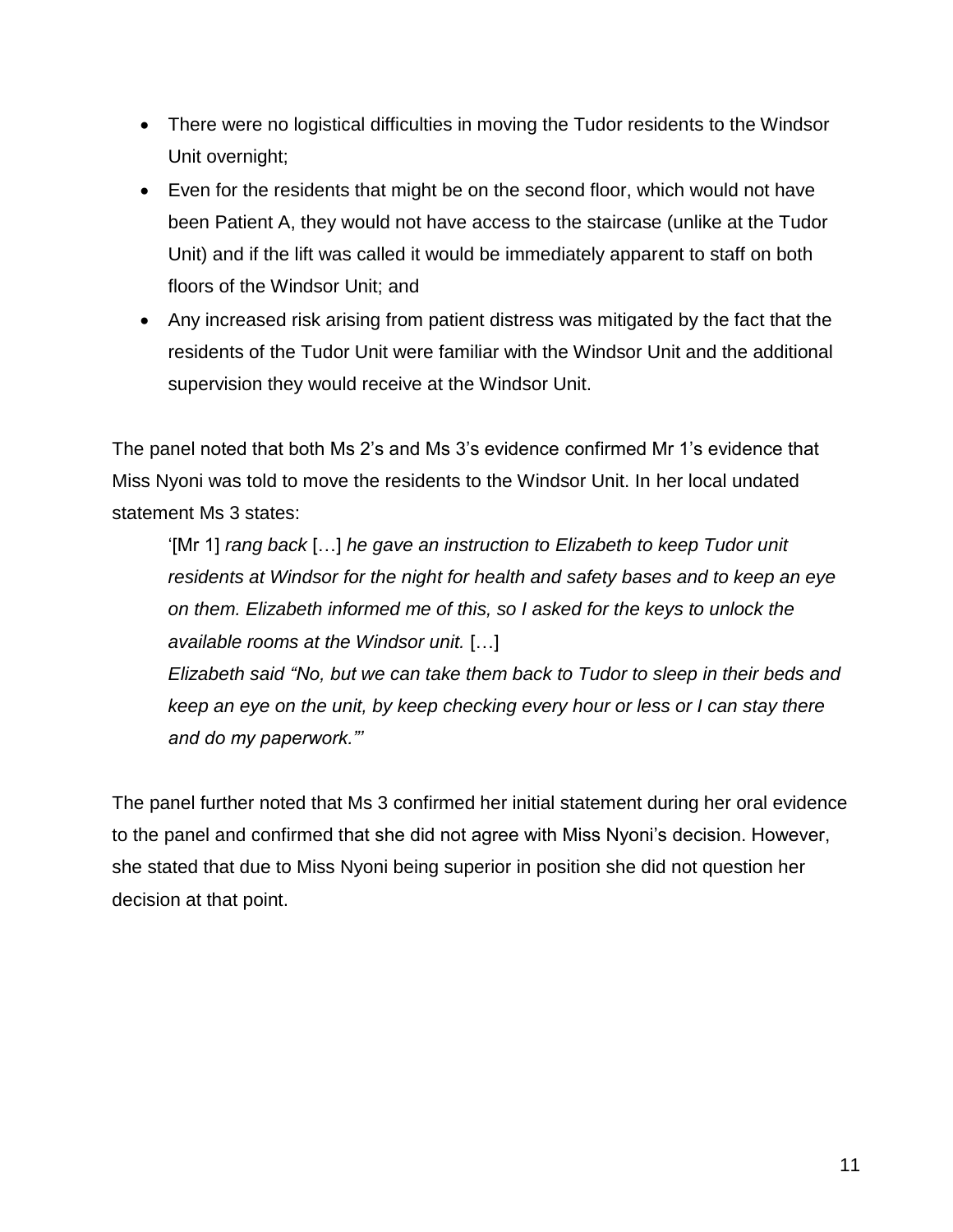- There were no logistical difficulties in moving the Tudor residents to the Windsor Unit overnight;
- Even for the residents that might be on the second floor, which would not have been Patient A, they would not have access to the staircase (unlike at the Tudor Unit) and if the lift was called it would be immediately apparent to staff on both floors of the Windsor Unit; and
- Any increased risk arising from patient distress was mitigated by the fact that the residents of the Tudor Unit were familiar with the Windsor Unit and the additional supervision they would receive at the Windsor Unit.

The panel noted that both Ms 2's and Ms 3's evidence confirmed Mr 1's evidence that Miss Nyoni was told to move the residents to the Windsor Unit. In her local undated statement Ms 3 states:

> '[Mr 1] *rang back* […] *he gave an instruction to Elizabeth to keep Tudor unit residents at Windsor for the night for health and safety bases and to keep an eye on them. Elizabeth informed me of this, so I asked for the keys to unlock the available rooms at the Windsor unit.* […]
>
> *Elizabeth said "No, but we can take them back to Tudor to sleep in their beds and keep an eye on the unit, by keep checking every hour or less or I can stay there and do my paperwork."'*

The panel further noted that Ms 3 confirmed her initial statement during her oral evidence to the panel and confirmed that she did not agree with Miss Nyoni's decision. However, she stated that due to Miss Nyoni being superior in position she did not question her decision at that point.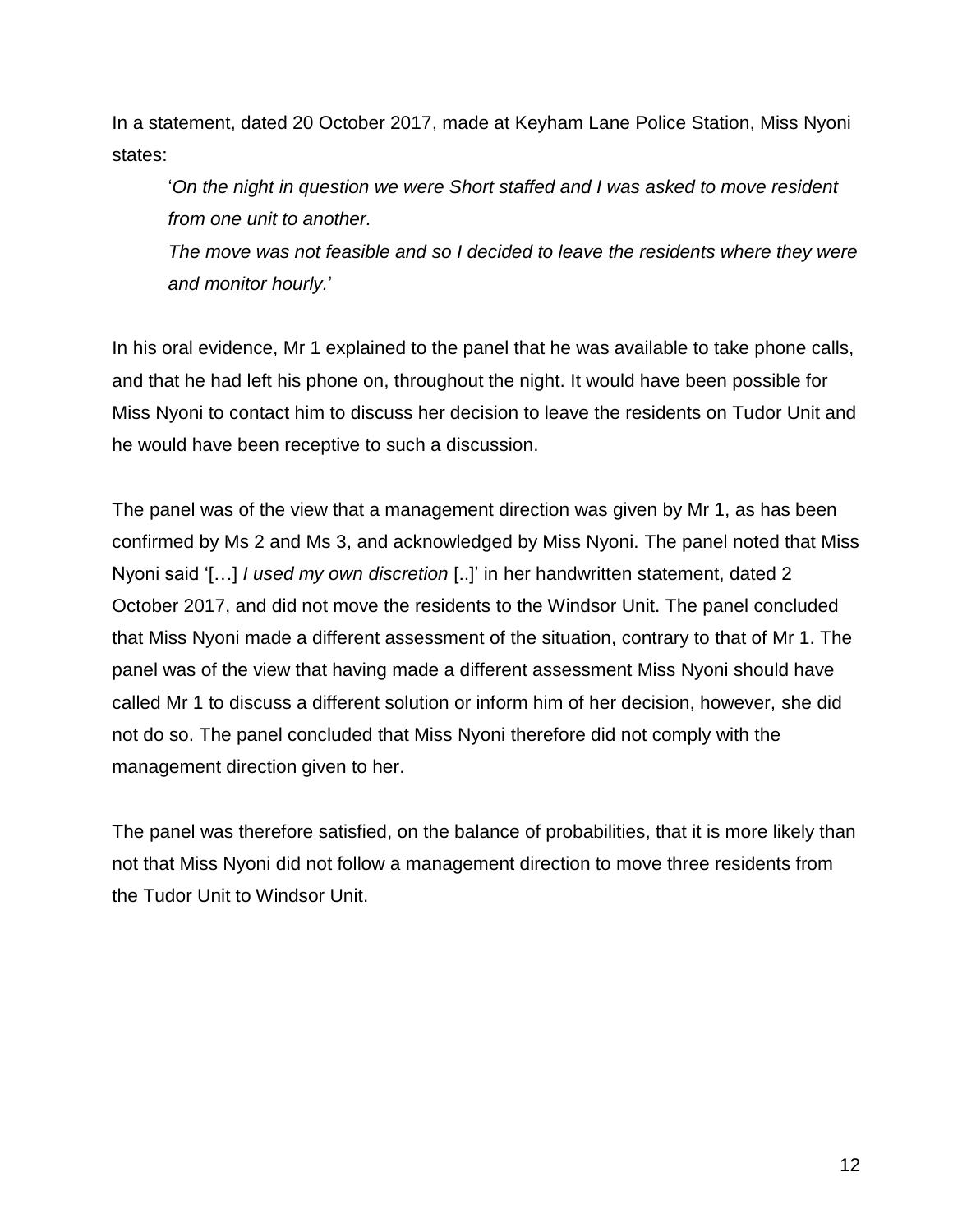In a statement, dated 20 October 2017, made at Keyham Lane Police Station, Miss Nyoni states:

> '*On the night in question we were Short staffed and I was asked to move resident from one unit to another.*
> *The move was not feasible and so I decided to leave the residents where they were and monitor hourly.*'

In his oral evidence, Mr 1 explained to the panel that he was available to take phone calls, and that he had left his phone on, throughout the night. It would have been possible for Miss Nyoni to contact him to discuss her decision to leave the residents on Tudor Unit and he would have been receptive to such a discussion.

The panel was of the view that a management direction was given by Mr 1, as has been confirmed by Ms 2 and Ms 3, and acknowledged by Miss Nyoni. The panel noted that Miss Nyoni said '[…] *I used my own discretion* [..]' in her handwritten statement, dated 2 October 2017, and did not move the residents to the Windsor Unit. The panel concluded that Miss Nyoni made a different assessment of the situation, contrary to that of Mr 1. The panel was of the view that having made a different assessment Miss Nyoni should have called Mr 1 to discuss a different solution or inform him of her decision, however, she did not do so. The panel concluded that Miss Nyoni therefore did not comply with the management direction given to her.

The panel was therefore satisfied, on the balance of probabilities, that it is more likely than not that Miss Nyoni did not follow a management direction to move three residents from the Tudor Unit to Windsor Unit.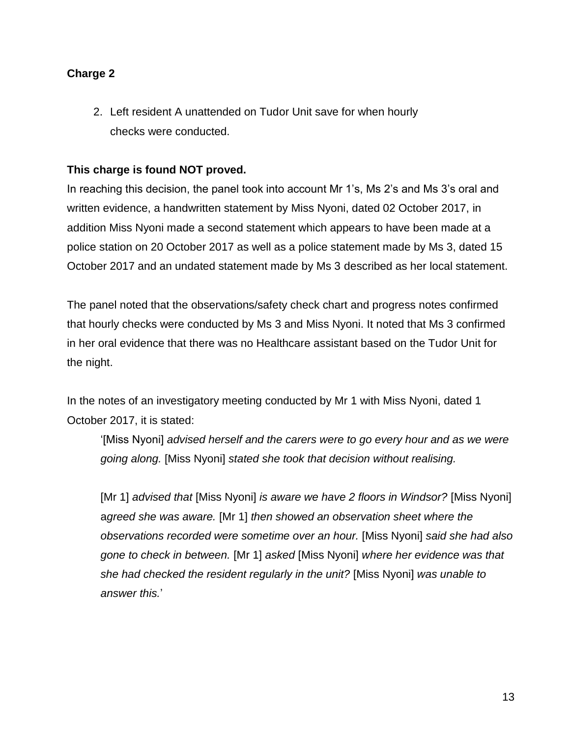**Charge 2**

2. Left resident A unattended on Tudor Unit save for when hourly checks were conducted.

**This charge is found NOT proved.**

In reaching this decision, the panel took into account Mr 1's, Ms 2's and Ms 3's oral and written evidence, a handwritten statement by Miss Nyoni, dated 02 October 2017, in addition Miss Nyoni made a second statement which appears to have been made at a police station on 20 October 2017 as well as a police statement made by Ms 3, dated 15 October 2017 and an undated statement made by Ms 3 described as her local statement.

The panel noted that the observations/safety check chart and progress notes confirmed that hourly checks were conducted by Ms 3 and Miss Nyoni. It noted that Ms 3 confirmed in her oral evidence that there was no Healthcare assistant based on the Tudor Unit for the night.

In the notes of an investigatory meeting conducted by Mr 1 with Miss Nyoni, dated 1 October 2017, it is stated:

> '[Miss Nyoni] *advised herself and the carers were to go every hour and as we were going along.* [Miss Nyoni] *stated she took that decision without realising.*
>
> [Mr 1] *advised that* [Miss Nyoni] *is aware we have 2 floors in Windsor?* [Miss Nyoni] *agreed she was aware.* [Mr 1] *then showed an observation sheet where the observations recorded were sometime over an hour.* [Miss Nyoni] *said she had also gone to check in between.* [Mr 1] *asked* [Miss Nyoni] *where her evidence was that she had checked the resident regularly in the unit?* [Miss Nyoni] *was unable to answer this.*'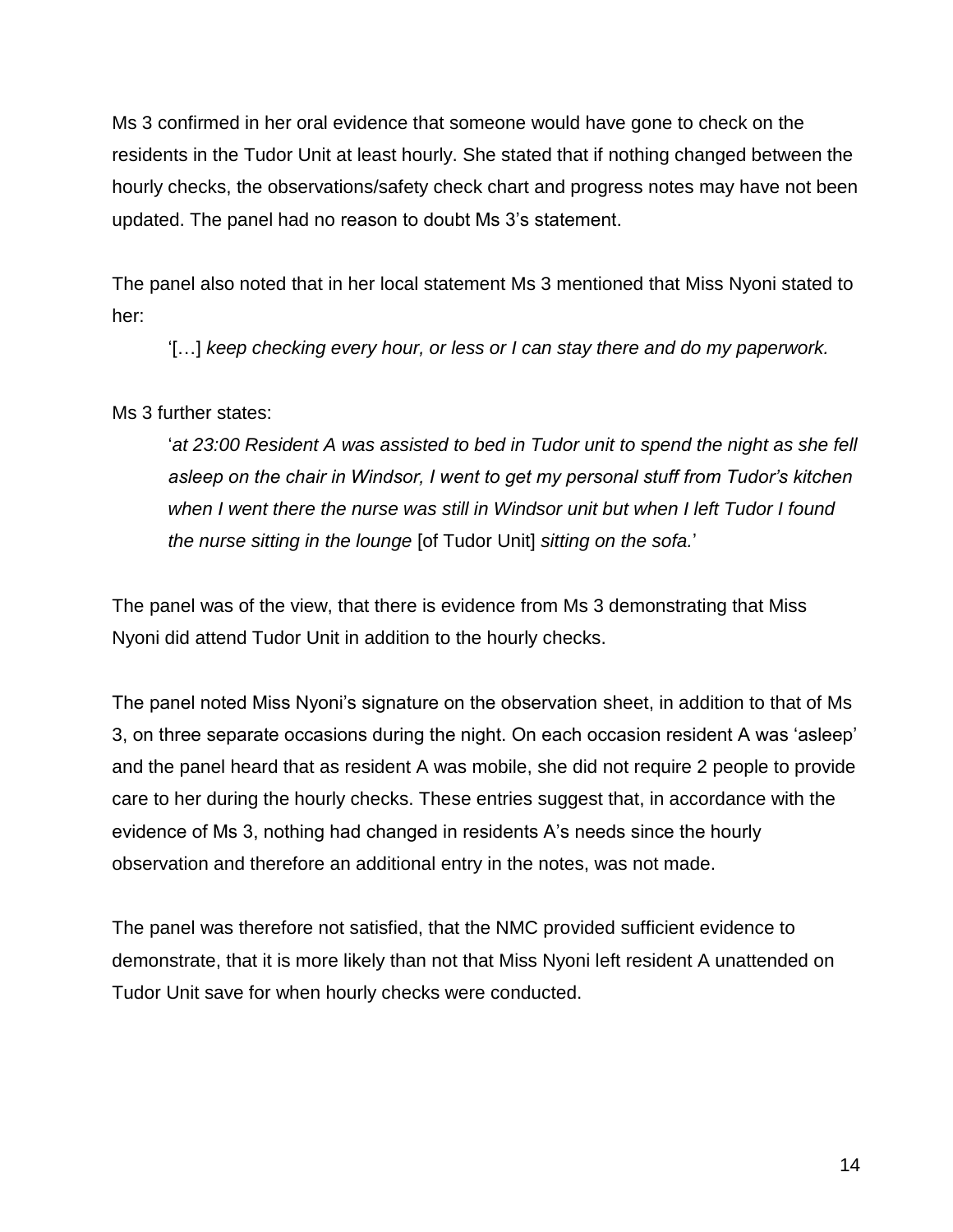Ms 3 confirmed in her oral evidence that someone would have gone to check on the residents in the Tudor Unit at least hourly. She stated that if nothing changed between the hourly checks, the observations/safety check chart and progress notes may have not been updated. The panel had no reason to doubt Ms 3's statement.

The panel also noted that in her local statement Ms 3 mentioned that Miss Nyoni stated to her:

> '[…] *keep checking every hour, or less or I can stay there and do my paperwork.*

Ms 3 further states:

> '*at 23:00 Resident A was assisted to bed in Tudor unit to spend the night as she fell asleep on the chair in Windsor, I went to get my personal stuff from Tudor's kitchen when I went there the nurse was still in Windsor unit but when I left Tudor I found the nurse sitting in the lounge* [of Tudor Unit] *sitting on the sofa.*'

The panel was of the view, that there is evidence from Ms 3 demonstrating that Miss Nyoni did attend Tudor Unit in addition to the hourly checks.

The panel noted Miss Nyoni's signature on the observation sheet, in addition to that of Ms 3, on three separate occasions during the night. On each occasion resident A was 'asleep' and the panel heard that as resident A was mobile, she did not require 2 people to provide care to her during the hourly checks. These entries suggest that, in accordance with the evidence of Ms 3, nothing had changed in residents A's needs since the hourly observation and therefore an additional entry in the notes, was not made.

The panel was therefore not satisfied, that the NMC provided sufficient evidence to demonstrate, that it is more likely than not that Miss Nyoni left resident A unattended on Tudor Unit save for when hourly checks were conducted.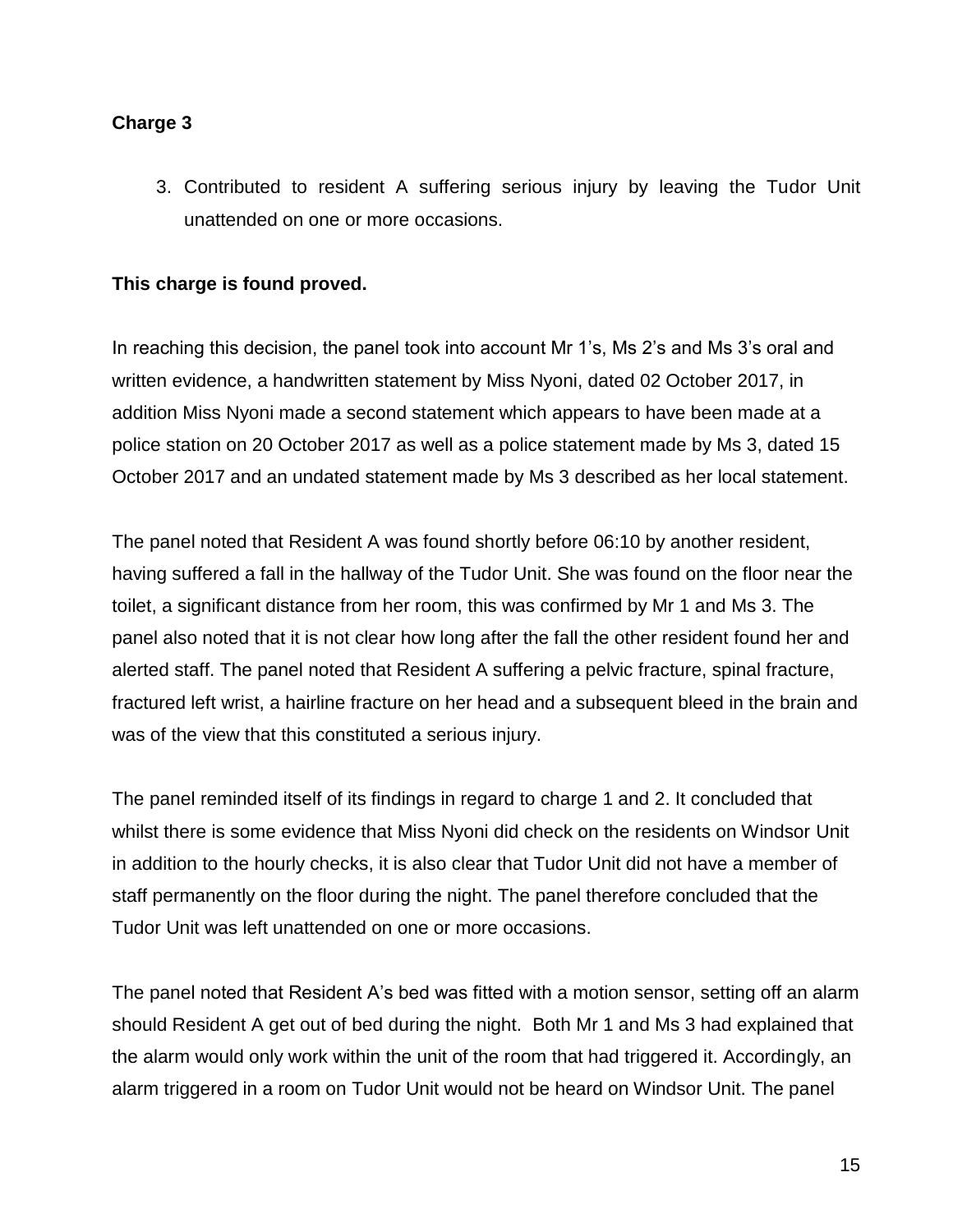**Charge 3**

3. Contributed to resident A suffering serious injury by leaving the Tudor Unit unattended on one or more occasions.

**This charge is found proved.**

In reaching this decision, the panel took into account Mr 1's, Ms 2's and Ms 3's oral and written evidence, a handwritten statement by Miss Nyoni, dated 02 October 2017, in addition Miss Nyoni made a second statement which appears to have been made at a police station on 20 October 2017 as well as a police statement made by Ms 3, dated 15 October 2017 and an undated statement made by Ms 3 described as her local statement.

The panel noted that Resident A was found shortly before 06:10 by another resident, having suffered a fall in the hallway of the Tudor Unit. She was found on the floor near the toilet, a significant distance from her room, this was confirmed by Mr 1 and Ms 3. The panel also noted that it is not clear how long after the fall the other resident found her and alerted staff. The panel noted that Resident A suffering a pelvic fracture, spinal fracture, fractured left wrist, a hairline fracture on her head and a subsequent bleed in the brain and was of the view that this constituted a serious injury.

The panel reminded itself of its findings in regard to charge 1 and 2. It concluded that whilst there is some evidence that Miss Nyoni did check on the residents on Windsor Unit in addition to the hourly checks, it is also clear that Tudor Unit did not have a member of staff permanently on the floor during the night. The panel therefore concluded that the Tudor Unit was left unattended on one or more occasions.

The panel noted that Resident A's bed was fitted with a motion sensor, setting off an alarm should Resident A get out of bed during the night. Both Mr 1 and Ms 3 had explained that the alarm would only work within the unit of the room that had triggered it. Accordingly, an alarm triggered in a room on Tudor Unit would not be heard on Windsor Unit. The panel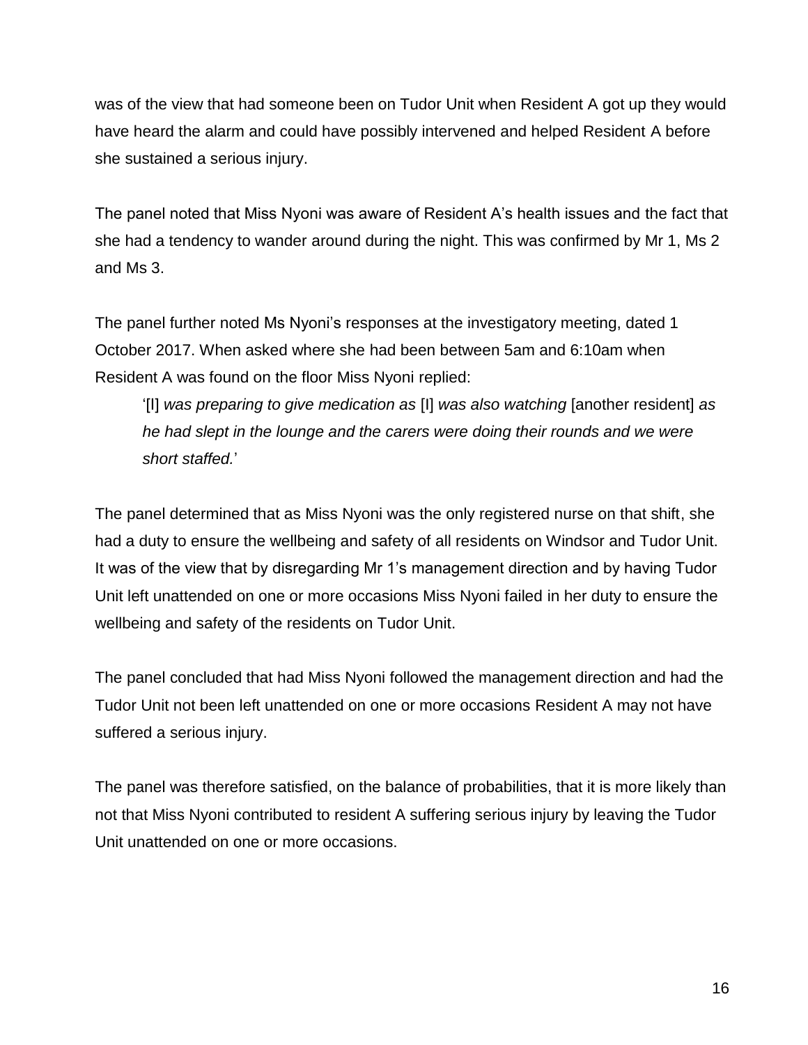was of the view that had someone been on Tudor Unit when Resident A got up they would have heard the alarm and could have possibly intervened and helped Resident A before she sustained a serious injury.

The panel noted that Miss Nyoni was aware of Resident A's health issues and the fact that she had a tendency to wander around during the night. This was confirmed by Mr 1, Ms 2 and Ms 3.

The panel further noted Ms Nyoni's responses at the investigatory meeting, dated 1 October 2017. When asked where she had been between 5am and 6:10am when Resident A was found on the floor Miss Nyoni replied:

> '[I] *was preparing to give medication as* [I] *was also watching* [another resident] *as he had slept in the lounge and the carers were doing their rounds and we were short staffed.*'

The panel determined that as Miss Nyoni was the only registered nurse on that shift, she had a duty to ensure the wellbeing and safety of all residents on Windsor and Tudor Unit. It was of the view that by disregarding Mr 1's management direction and by having Tudor Unit left unattended on one or more occasions Miss Nyoni failed in her duty to ensure the wellbeing and safety of the residents on Tudor Unit.

The panel concluded that had Miss Nyoni followed the management direction and had the Tudor Unit not been left unattended on one or more occasions Resident A may not have suffered a serious injury.

The panel was therefore satisfied, on the balance of probabilities, that it is more likely than not that Miss Nyoni contributed to resident A suffering serious injury by leaving the Tudor Unit unattended on one or more occasions.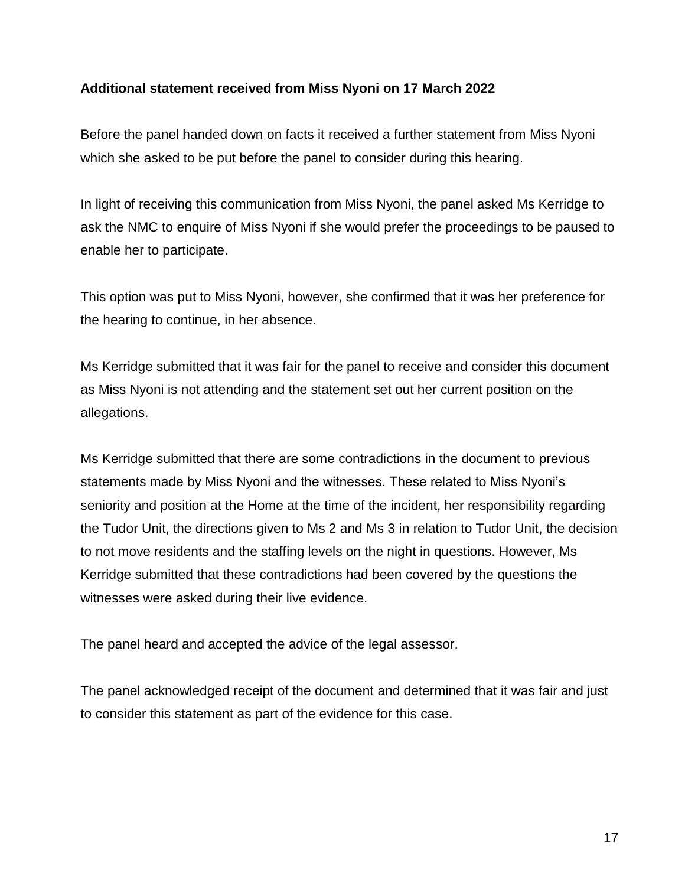**Additional statement received from Miss Nyoni on 17 March 2022**

Before the panel handed down on facts it received a further statement from Miss Nyoni which she asked to be put before the panel to consider during this hearing.

In light of receiving this communication from Miss Nyoni, the panel asked Ms Kerridge to ask the NMC to enquire of Miss Nyoni if she would prefer the proceedings to be paused to enable her to participate.

This option was put to Miss Nyoni, however, she confirmed that it was her preference for the hearing to continue, in her absence.

Ms Kerridge submitted that it was fair for the panel to receive and consider this document as Miss Nyoni is not attending and the statement set out her current position on the allegations.

Ms Kerridge submitted that there are some contradictions in the document to previous statements made by Miss Nyoni and the witnesses. These related to Miss Nyoni's seniority and position at the Home at the time of the incident, her responsibility regarding the Tudor Unit, the directions given to Ms 2 and Ms 3 in relation to Tudor Unit, the decision to not move residents and the staffing levels on the night in questions. However, Ms Kerridge submitted that these contradictions had been covered by the questions the witnesses were asked during their live evidence.

The panel heard and accepted the advice of the legal assessor.

The panel acknowledged receipt of the document and determined that it was fair and just to consider this statement as part of the evidence for this case.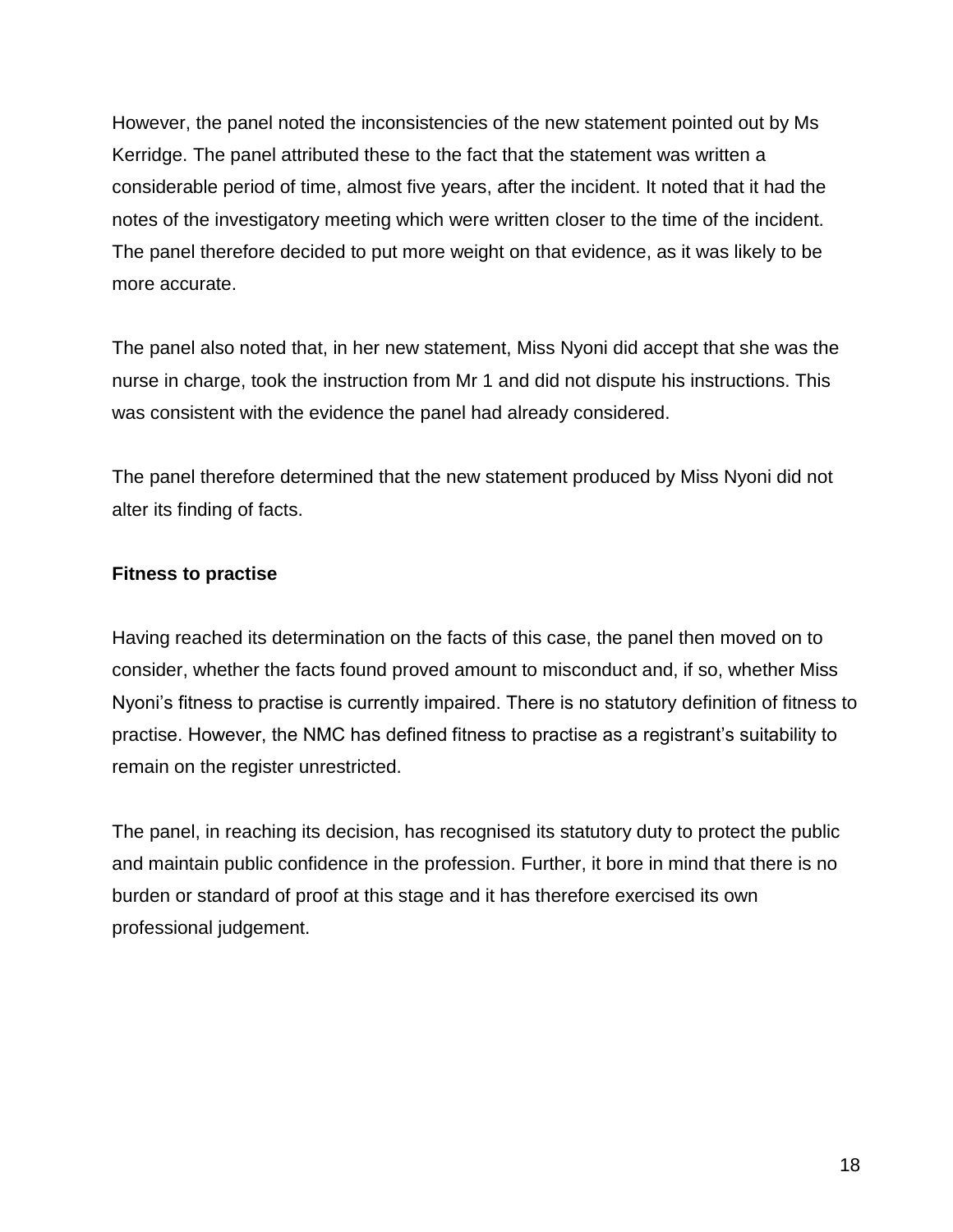However, the panel noted the inconsistencies of the new statement pointed out by Ms Kerridge. The panel attributed these to the fact that the statement was written a considerable period of time, almost five years, after the incident. It noted that it had the notes of the investigatory meeting which were written closer to the time of the incident. The panel therefore decided to put more weight on that evidence, as it was likely to be more accurate.

The panel also noted that, in her new statement, Miss Nyoni did accept that she was the nurse in charge, took the instruction from Mr 1 and did not dispute his instructions. This was consistent with the evidence the panel had already considered.

The panel therefore determined that the new statement produced by Miss Nyoni did not alter its finding of facts.

**Fitness to practise**

Having reached its determination on the facts of this case, the panel then moved on to consider, whether the facts found proved amount to misconduct and, if so, whether Miss Nyoni's fitness to practise is currently impaired. There is no statutory definition of fitness to practise. However, the NMC has defined fitness to practise as a registrant's suitability to remain on the register unrestricted.

The panel, in reaching its decision, has recognised its statutory duty to protect the public and maintain public confidence in the profession. Further, it bore in mind that there is no burden or standard of proof at this stage and it has therefore exercised its own professional judgement.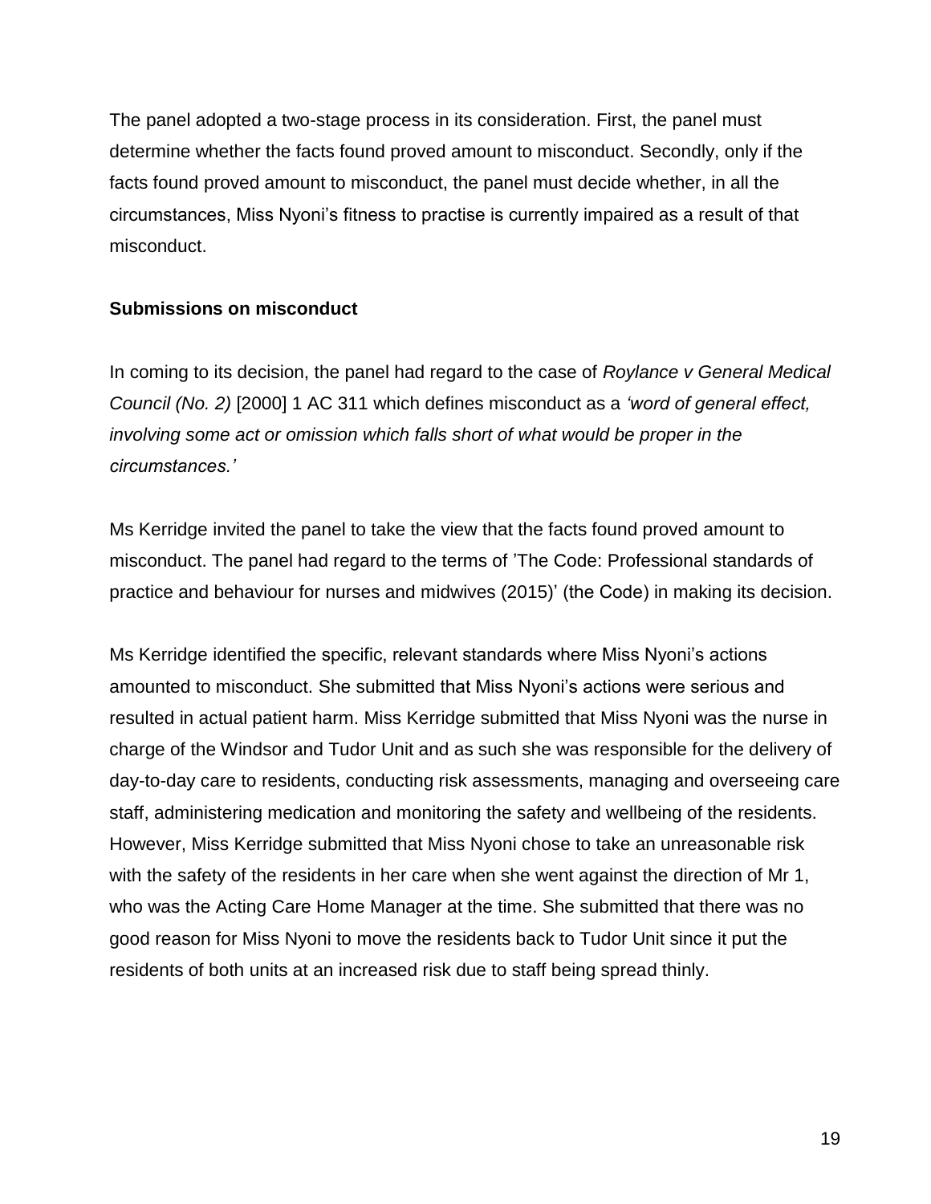The panel adopted a two-stage process in its consideration. First, the panel must determine whether the facts found proved amount to misconduct. Secondly, only if the facts found proved amount to misconduct, the panel must decide whether, in all the circumstances, Miss Nyoni's fitness to practise is currently impaired as a result of that misconduct.

**Submissions on misconduct**

In coming to its decision, the panel had regard to the case of *Roylance v General Medical Council (No. 2)* [2000] 1 AC 311 which defines misconduct as a *'word of general effect, involving some act or omission which falls short of what would be proper in the circumstances.'*

Ms Kerridge invited the panel to take the view that the facts found proved amount to misconduct. The panel had regard to the terms of 'The Code: Professional standards of practice and behaviour for nurses and midwives (2015)' (the Code) in making its decision.

Ms Kerridge identified the specific, relevant standards where Miss Nyoni's actions amounted to misconduct. She submitted that Miss Nyoni's actions were serious and resulted in actual patient harm. Miss Kerridge submitted that Miss Nyoni was the nurse in charge of the Windsor and Tudor Unit and as such she was responsible for the delivery of day-to-day care to residents, conducting risk assessments, managing and overseeing care staff, administering medication and monitoring the safety and wellbeing of the residents. However, Miss Kerridge submitted that Miss Nyoni chose to take an unreasonable risk with the safety of the residents in her care when she went against the direction of Mr 1, who was the Acting Care Home Manager at the time. She submitted that there was no good reason for Miss Nyoni to move the residents back to Tudor Unit since it put the residents of both units at an increased risk due to staff being spread thinly.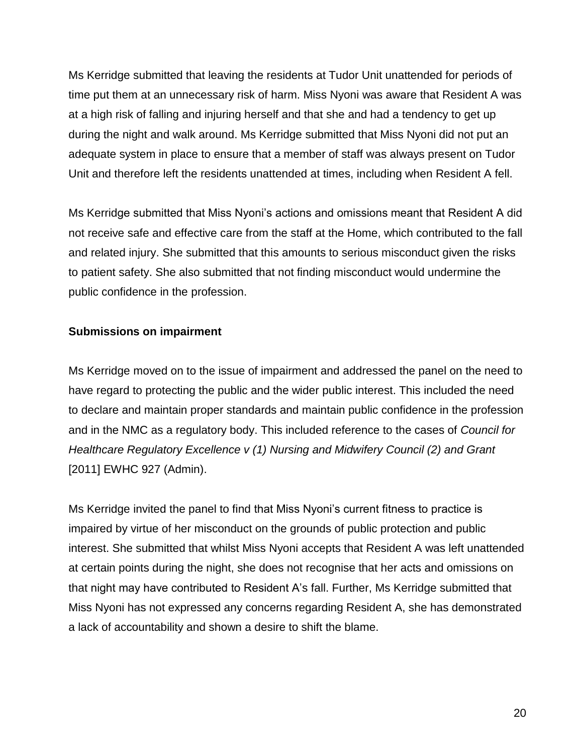Ms Kerridge submitted that leaving the residents at Tudor Unit unattended for periods of time put them at an unnecessary risk of harm. Miss Nyoni was aware that Resident A was at a high risk of falling and injuring herself and that she and had a tendency to get up during the night and walk around. Ms Kerridge submitted that Miss Nyoni did not put an adequate system in place to ensure that a member of staff was always present on Tudor Unit and therefore left the residents unattended at times, including when Resident A fell.

Ms Kerridge submitted that Miss Nyoni's actions and omissions meant that Resident A did not receive safe and effective care from the staff at the Home, which contributed to the fall and related injury. She submitted that this amounts to serious misconduct given the risks to patient safety. She also submitted that not finding misconduct would undermine the public confidence in the profession.

**Submissions on impairment**

Ms Kerridge moved on to the issue of impairment and addressed the panel on the need to have regard to protecting the public and the wider public interest. This included the need to declare and maintain proper standards and maintain public confidence in the profession and in the NMC as a regulatory body. This included reference to the cases of *Council for Healthcare Regulatory Excellence v (1) Nursing and Midwifery Council (2) and Grant* [2011] EWHC 927 (Admin).

Ms Kerridge invited the panel to find that Miss Nyoni's current fitness to practice is impaired by virtue of her misconduct on the grounds of public protection and public interest. She submitted that whilst Miss Nyoni accepts that Resident A was left unattended at certain points during the night, she does not recognise that her acts and omissions on that night may have contributed to Resident A's fall. Further, Ms Kerridge submitted that Miss Nyoni has not expressed any concerns regarding Resident A, she has demonstrated a lack of accountability and shown a desire to shift the blame.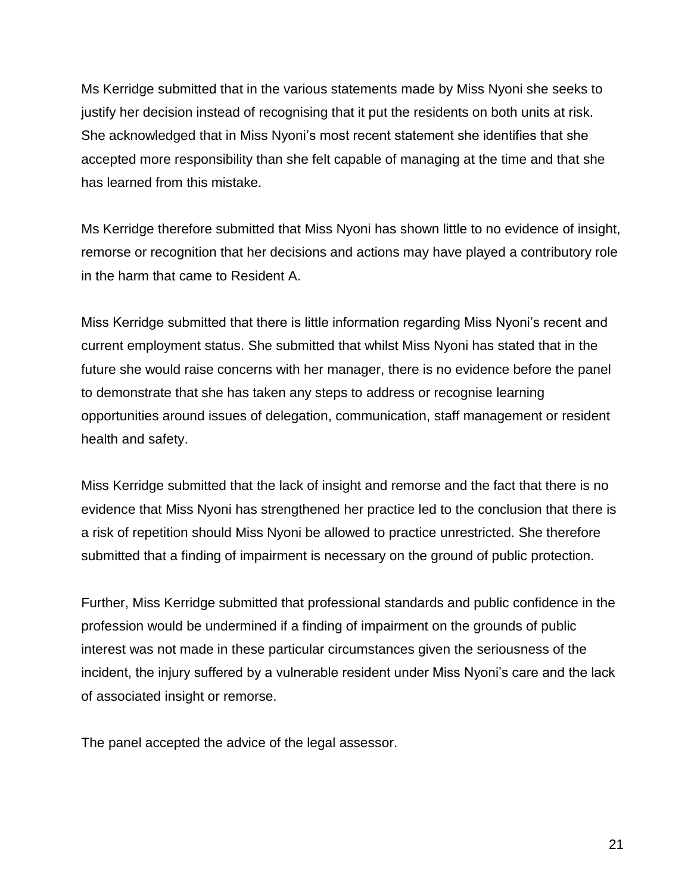Ms Kerridge submitted that in the various statements made by Miss Nyoni she seeks to justify her decision instead of recognising that it put the residents on both units at risk. She acknowledged that in Miss Nyoni's most recent statement she identifies that she accepted more responsibility than she felt capable of managing at the time and that she has learned from this mistake.

Ms Kerridge therefore submitted that Miss Nyoni has shown little to no evidence of insight, remorse or recognition that her decisions and actions may have played a contributory role in the harm that came to Resident A.

Miss Kerridge submitted that there is little information regarding Miss Nyoni's recent and current employment status. She submitted that whilst Miss Nyoni has stated that in the future she would raise concerns with her manager, there is no evidence before the panel to demonstrate that she has taken any steps to address or recognise learning opportunities around issues of delegation, communication, staff management or resident health and safety.

Miss Kerridge submitted that the lack of insight and remorse and the fact that there is no evidence that Miss Nyoni has strengthened her practice led to the conclusion that there is a risk of repetition should Miss Nyoni be allowed to practice unrestricted. She therefore submitted that a finding of impairment is necessary on the ground of public protection.

Further, Miss Kerridge submitted that professional standards and public confidence in the profession would be undermined if a finding of impairment on the grounds of public interest was not made in these particular circumstances given the seriousness of the incident, the injury suffered by a vulnerable resident under Miss Nyoni's care and the lack of associated insight or remorse.

The panel accepted the advice of the legal assessor.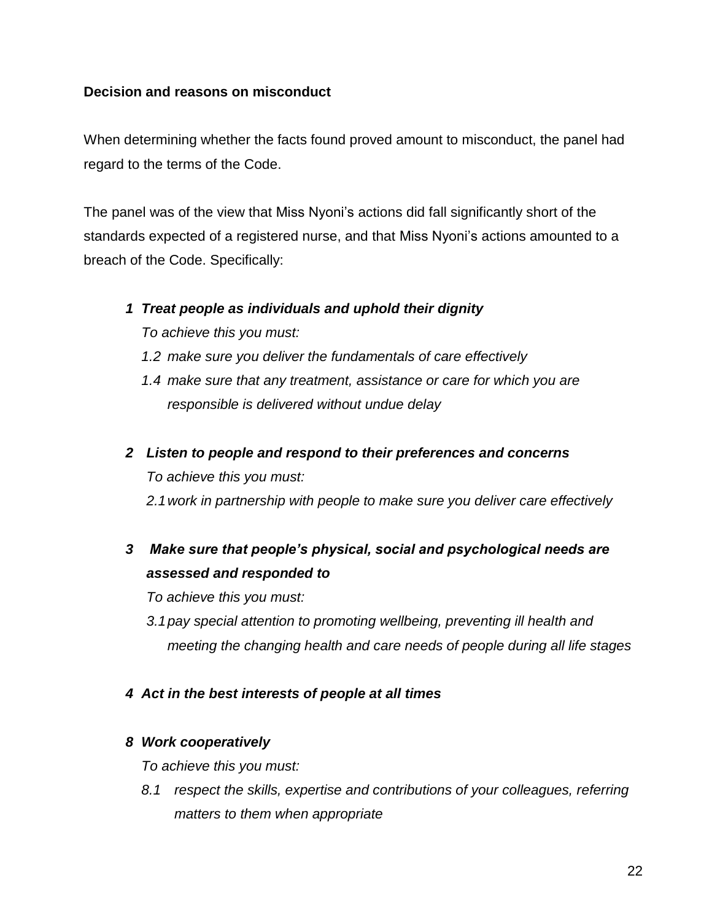**Decision and reasons on misconduct**

When determining whether the facts found proved amount to misconduct, the panel had regard to the terms of the Code.

The panel was of the view that Miss Nyoni's actions did fall significantly short of the standards expected of a registered nurse, and that Miss Nyoni's actions amounted to a breach of the Code. Specifically:

***1 Treat people as individuals and uphold their dignity***

*To achieve this you must:*

*1.2 make sure you deliver the fundamentals of care effectively*

*1.4 make sure that any treatment, assistance or care for which you are responsible is delivered without undue delay*

***2 Listen to people and respond to their preferences and concerns***

*To achieve this you must:*

*2.1 work in partnership with people to make sure you deliver care effectively*

***3 Make sure that people's physical, social and psychological needs are assessed and responded to***

*To achieve this you must:*

*3.1 pay special attention to promoting wellbeing, preventing ill health and meeting the changing health and care needs of people during all life stages*

***4 Act in the best interests of people at all times***

***8 Work cooperatively***

*To achieve this you must:*

*8.1 respect the skills, expertise and contributions of your colleagues, referring matters to them when appropriate*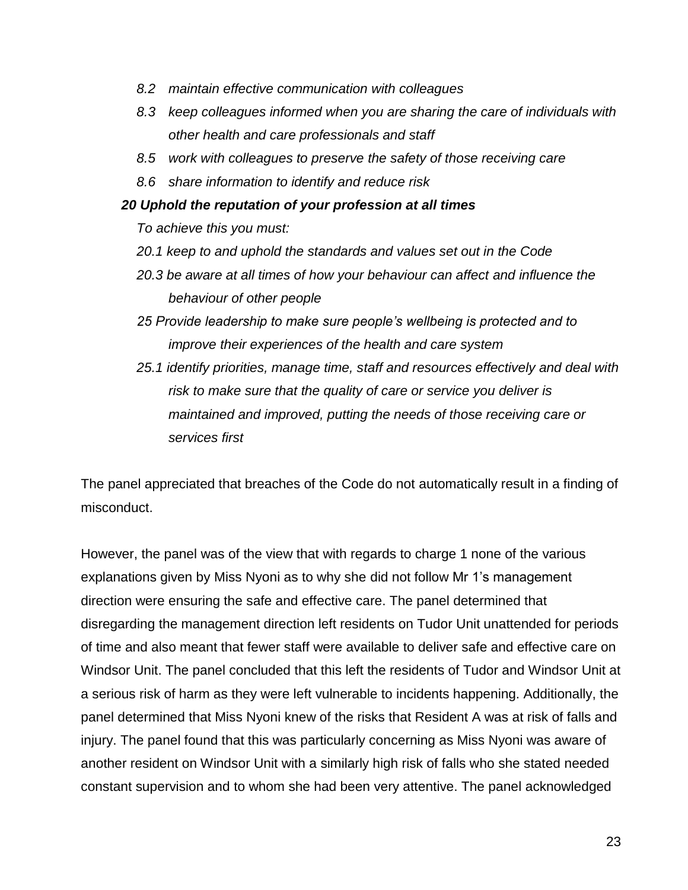*8.2 maintain effective communication with colleagues*

*8.3 keep colleagues informed when you are sharing the care of individuals with other health and care professionals and staff*

*8.5 work with colleagues to preserve the safety of those receiving care*

*8.6 share information to identify and reduce risk*

***20 Uphold the reputation of your profession at all times***

*To achieve this you must:*

*20.1 keep to and uphold the standards and values set out in the Code*

*20.3 be aware at all times of how your behaviour can affect and influence the behaviour of other people*

*25 Provide leadership to make sure people's wellbeing is protected and to improve their experiences of the health and care system*

*25.1 identify priorities, manage time, staff and resources effectively and deal with risk to make sure that the quality of care or service you deliver is maintained and improved, putting the needs of those receiving care or services first*

The panel appreciated that breaches of the Code do not automatically result in a finding of misconduct.

However, the panel was of the view that with regards to charge 1 none of the various explanations given by Miss Nyoni as to why she did not follow Mr 1's management direction were ensuring the safe and effective care. The panel determined that disregarding the management direction left residents on Tudor Unit unattended for periods of time and also meant that fewer staff were available to deliver safe and effective care on Windsor Unit. The panel concluded that this left the residents of Tudor and Windsor Unit at a serious risk of harm as they were left vulnerable to incidents happening. Additionally, the panel determined that Miss Nyoni knew of the risks that Resident A was at risk of falls and injury. The panel found that this was particularly concerning as Miss Nyoni was aware of another resident on Windsor Unit with a similarly high risk of falls who she stated needed constant supervision and to whom she had been very attentive. The panel acknowledged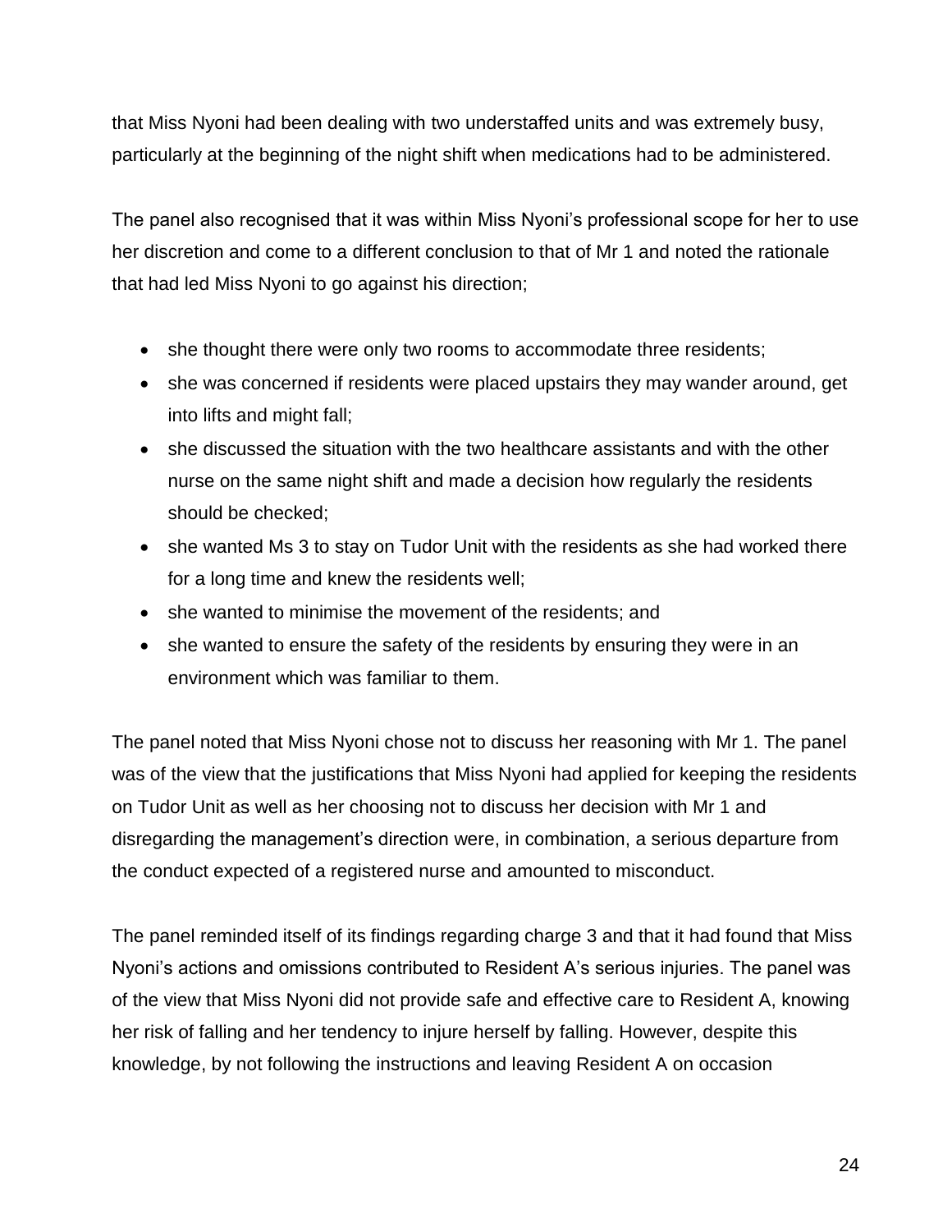that Miss Nyoni had been dealing with two understaffed units and was extremely busy, particularly at the beginning of the night shift when medications had to be administered.

The panel also recognised that it was within Miss Nyoni's professional scope for her to use her discretion and come to a different conclusion to that of Mr 1 and noted the rationale that had led Miss Nyoni to go against his direction;

- she thought there were only two rooms to accommodate three residents;
- she was concerned if residents were placed upstairs they may wander around, get into lifts and might fall;
- she discussed the situation with the two healthcare assistants and with the other nurse on the same night shift and made a decision how regularly the residents should be checked;
- she wanted Ms 3 to stay on Tudor Unit with the residents as she had worked there for a long time and knew the residents well;
- she wanted to minimise the movement of the residents; and
- she wanted to ensure the safety of the residents by ensuring they were in an environment which was familiar to them.

The panel noted that Miss Nyoni chose not to discuss her reasoning with Mr 1. The panel was of the view that the justifications that Miss Nyoni had applied for keeping the residents on Tudor Unit as well as her choosing not to discuss her decision with Mr 1 and disregarding the management's direction were, in combination, a serious departure from the conduct expected of a registered nurse and amounted to misconduct.

The panel reminded itself of its findings regarding charge 3 and that it had found that Miss Nyoni's actions and omissions contributed to Resident A's serious injuries. The panel was of the view that Miss Nyoni did not provide safe and effective care to Resident A, knowing her risk of falling and her tendency to injure herself by falling. However, despite this knowledge, by not following the instructions and leaving Resident A on occasion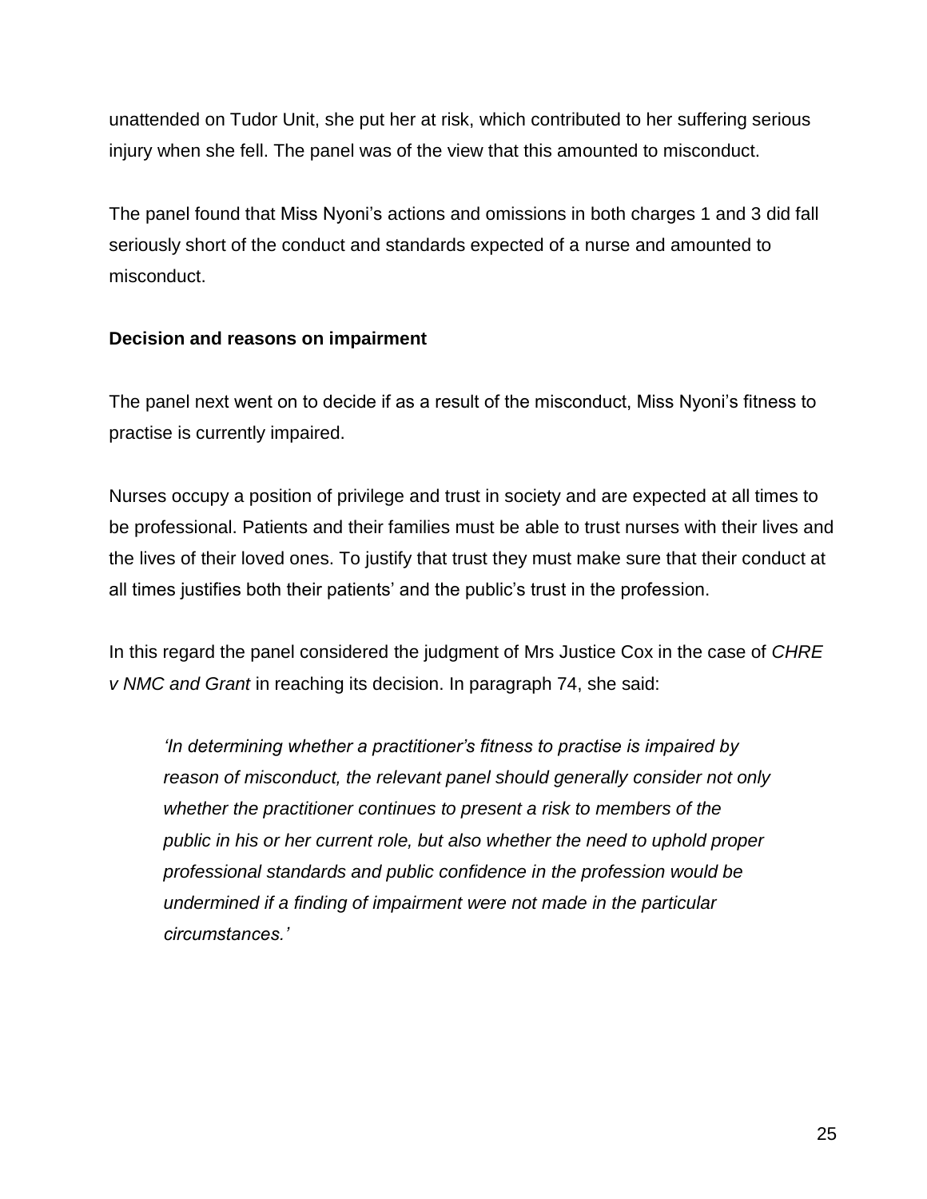unattended on Tudor Unit, she put her at risk, which contributed to her suffering serious injury when she fell. The panel was of the view that this amounted to misconduct.

The panel found that Miss Nyoni's actions and omissions in both charges 1 and 3 did fall seriously short of the conduct and standards expected of a nurse and amounted to misconduct.

**Decision and reasons on impairment**

The panel next went on to decide if as a result of the misconduct, Miss Nyoni's fitness to practise is currently impaired.

Nurses occupy a position of privilege and trust in society and are expected at all times to be professional. Patients and their families must be able to trust nurses with their lives and the lives of their loved ones. To justify that trust they must make sure that their conduct at all times justifies both their patients' and the public's trust in the profession.

In this regard the panel considered the judgment of Mrs Justice Cox in the case of *CHRE v NMC and Grant* in reaching its decision. In paragraph 74, she said:

> *'In determining whether a practitioner's fitness to practise is impaired by reason of misconduct, the relevant panel should generally consider not only whether the practitioner continues to present a risk to members of the public in his or her current role, but also whether the need to uphold proper professional standards and public confidence in the profession would be undermined if a finding of impairment were not made in the particular circumstances.'*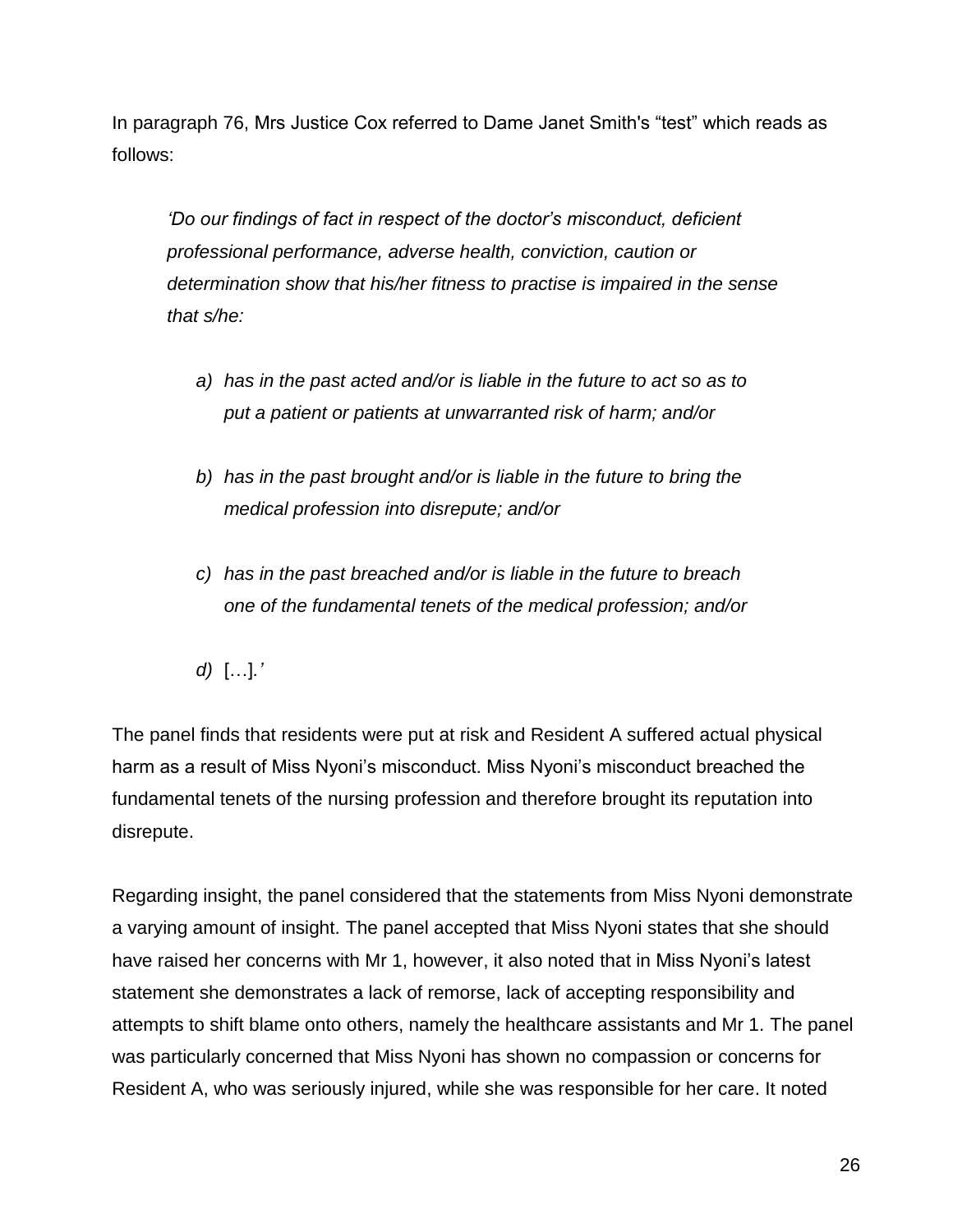In paragraph 76, Mrs Justice Cox referred to Dame Janet Smith's "test" which reads as follows:

> *'Do our findings of fact in respect of the doctor's misconduct, deficient professional performance, adverse health, conviction, caution or determination show that his/her fitness to practise is impaired in the sense that s/he:*
>
> *a) has in the past acted and/or is liable in the future to act so as to put a patient or patients at unwarranted risk of harm; and/or*
>
> *b) has in the past brought and/or is liable in the future to bring the medical profession into disrepute; and/or*
>
> *c) has in the past breached and/or is liable in the future to breach one of the fundamental tenets of the medical profession; and/or*
>
> *d)* […]*.'*

The panel finds that residents were put at risk and Resident A suffered actual physical harm as a result of Miss Nyoni's misconduct. Miss Nyoni's misconduct breached the fundamental tenets of the nursing profession and therefore brought its reputation into disrepute.

Regarding insight, the panel considered that the statements from Miss Nyoni demonstrate a varying amount of insight. The panel accepted that Miss Nyoni states that she should have raised her concerns with Mr 1, however, it also noted that in Miss Nyoni's latest statement she demonstrates a lack of remorse, lack of accepting responsibility and attempts to shift blame onto others, namely the healthcare assistants and Mr 1. The panel was particularly concerned that Miss Nyoni has shown no compassion or concerns for Resident A, who was seriously injured, while she was responsible for her care. It noted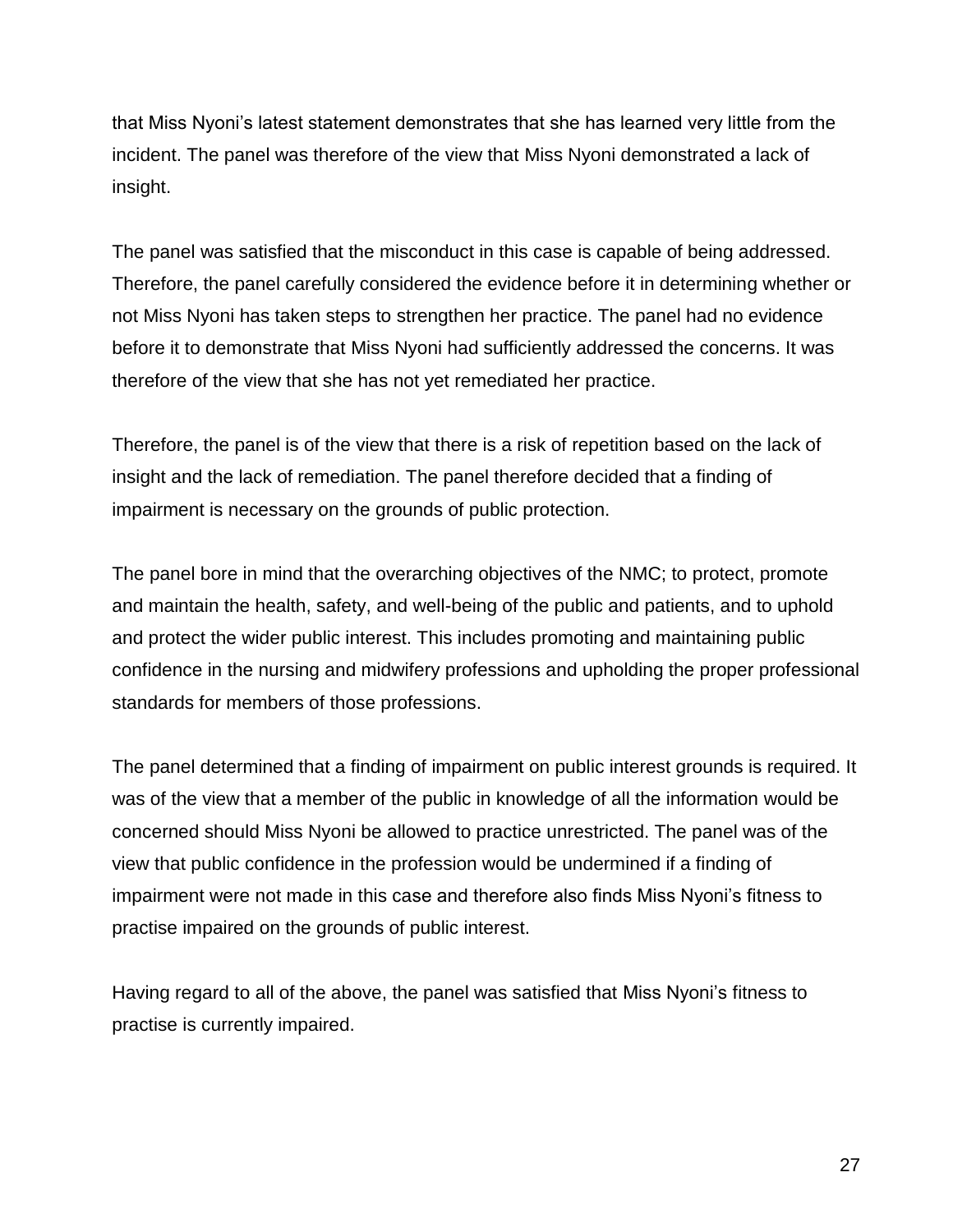that Miss Nyoni's latest statement demonstrates that she has learned very little from the incident. The panel was therefore of the view that Miss Nyoni demonstrated a lack of insight.

The panel was satisfied that the misconduct in this case is capable of being addressed. Therefore, the panel carefully considered the evidence before it in determining whether or not Miss Nyoni has taken steps to strengthen her practice. The panel had no evidence before it to demonstrate that Miss Nyoni had sufficiently addressed the concerns. It was therefore of the view that she has not yet remediated her practice.

Therefore, the panel is of the view that there is a risk of repetition based on the lack of insight and the lack of remediation. The panel therefore decided that a finding of impairment is necessary on the grounds of public protection.

The panel bore in mind that the overarching objectives of the NMC; to protect, promote and maintain the health, safety, and well-being of the public and patients, and to uphold and protect the wider public interest. This includes promoting and maintaining public confidence in the nursing and midwifery professions and upholding the proper professional standards for members of those professions.

The panel determined that a finding of impairment on public interest grounds is required. It was of the view that a member of the public in knowledge of all the information would be concerned should Miss Nyoni be allowed to practice unrestricted. The panel was of the view that public confidence in the profession would be undermined if a finding of impairment were not made in this case and therefore also finds Miss Nyoni's fitness to practise impaired on the grounds of public interest.

Having regard to all of the above, the panel was satisfied that Miss Nyoni's fitness to practise is currently impaired.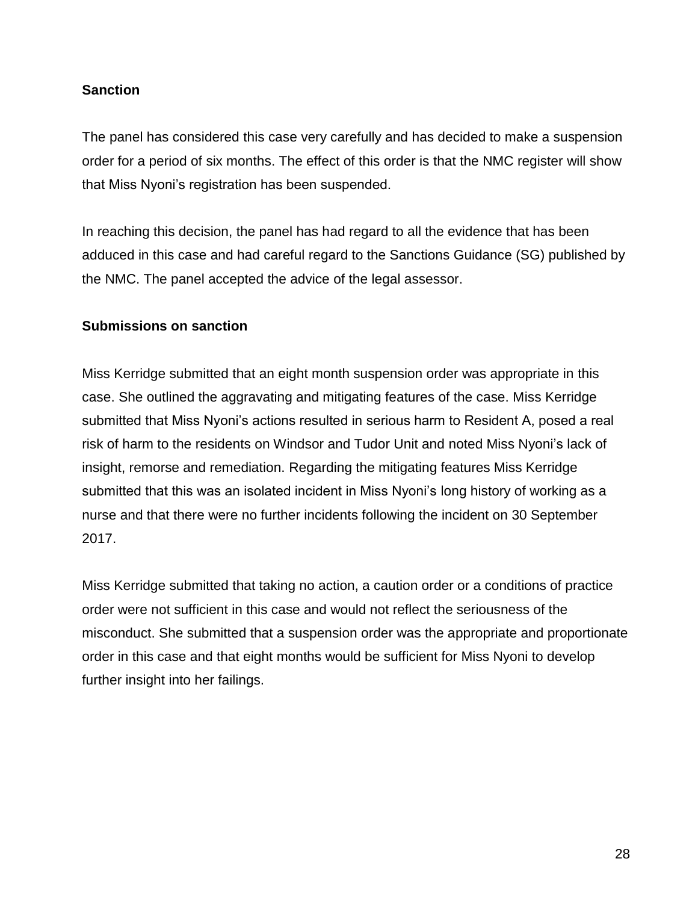## Sanction

The panel has considered this case very carefully and has decided to make a suspension order for a period of six months. The effect of this order is that the NMC register will show that Miss Nyoni's registration has been suspended.

In reaching this decision, the panel has had regard to all the evidence that has been adduced in this case and had careful regard to the Sanctions Guidance (SG) published by the NMC. The panel accepted the advice of the legal assessor.

## Submissions on sanction

Miss Kerridge submitted that an eight month suspension order was appropriate in this case. She outlined the aggravating and mitigating features of the case. Miss Kerridge submitted that Miss Nyoni's actions resulted in serious harm to Resident A, posed a real risk of harm to the residents on Windsor and Tudor Unit and noted Miss Nyoni's lack of insight, remorse and remediation. Regarding the mitigating features Miss Kerridge submitted that this was an isolated incident in Miss Nyoni's long history of working as a nurse and that there were no further incidents following the incident on 30 September 2017.

Miss Kerridge submitted that taking no action, a caution order or a conditions of practice order were not sufficient in this case and would not reflect the seriousness of the misconduct. She submitted that a suspension order was the appropriate and proportionate order in this case and that eight months would be sufficient for Miss Nyoni to develop further insight into her failings.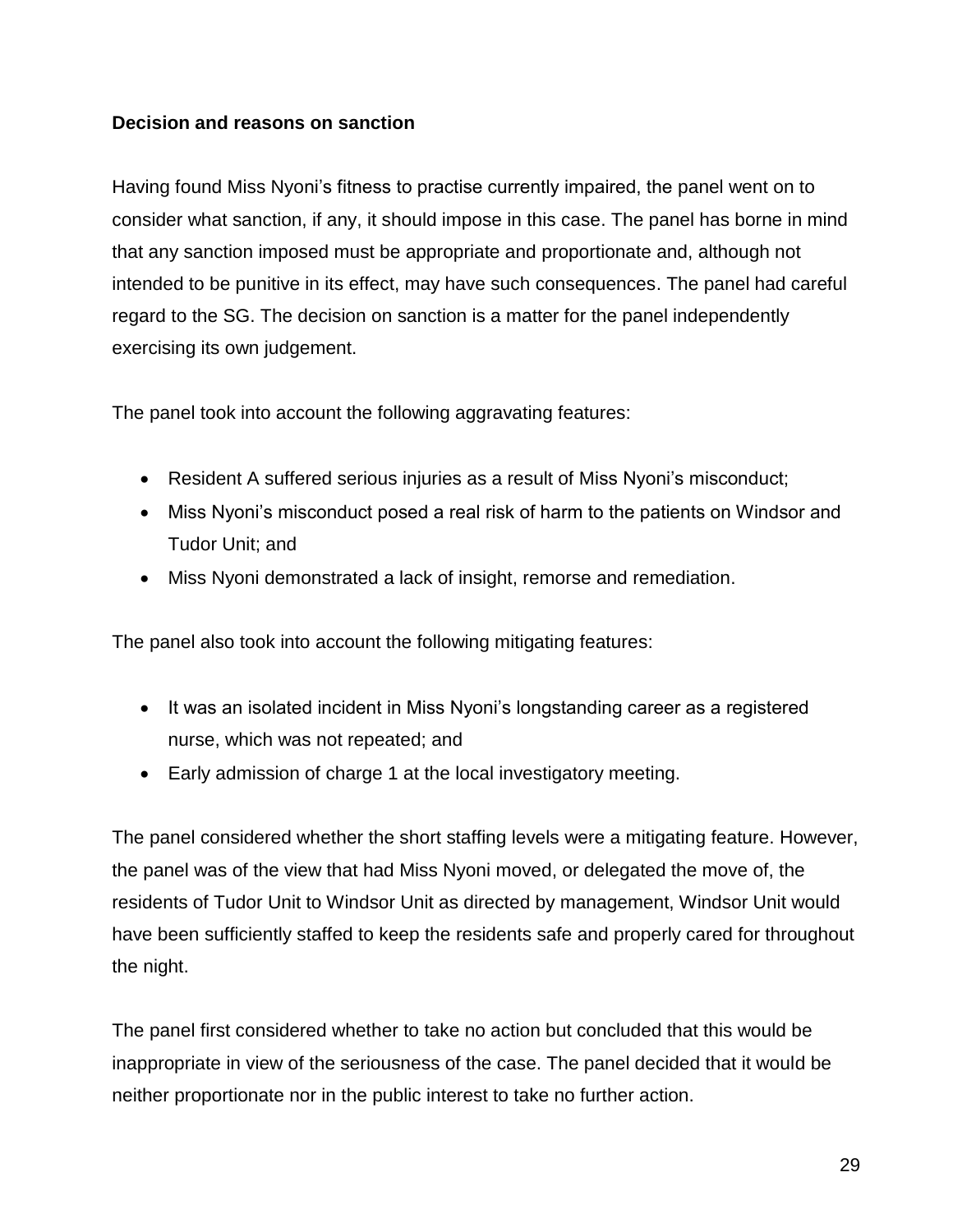**Decision and reasons on sanction**

Having found Miss Nyoni's fitness to practise currently impaired, the panel went on to consider what sanction, if any, it should impose in this case. The panel has borne in mind that any sanction imposed must be appropriate and proportionate and, although not intended to be punitive in its effect, may have such consequences. The panel had careful regard to the SG. The decision on sanction is a matter for the panel independently exercising its own judgement.

The panel took into account the following aggravating features:

- Resident A suffered serious injuries as a result of Miss Nyoni's misconduct;
- Miss Nyoni's misconduct posed a real risk of harm to the patients on Windsor and Tudor Unit; and
- Miss Nyoni demonstrated a lack of insight, remorse and remediation.

The panel also took into account the following mitigating features:

- It was an isolated incident in Miss Nyoni's longstanding career as a registered nurse, which was not repeated; and
- Early admission of charge 1 at the local investigatory meeting.

The panel considered whether the short staffing levels were a mitigating feature. However, the panel was of the view that had Miss Nyoni moved, or delegated the move of, the residents of Tudor Unit to Windsor Unit as directed by management, Windsor Unit would have been sufficiently staffed to keep the residents safe and properly cared for throughout the night.

The panel first considered whether to take no action but concluded that this would be inappropriate in view of the seriousness of the case. The panel decided that it would be neither proportionate nor in the public interest to take no further action.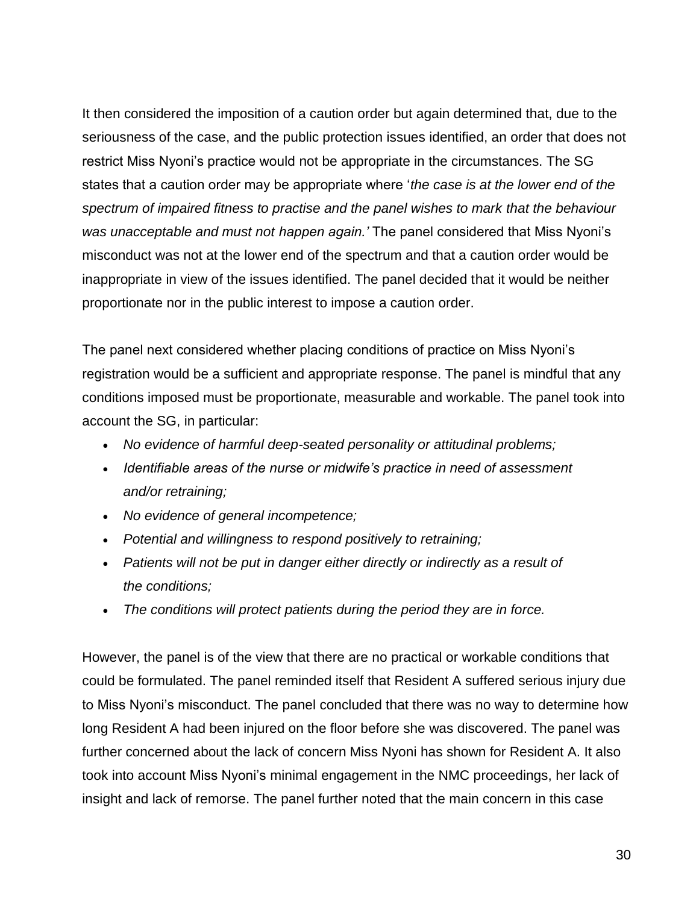It then considered the imposition of a caution order but again determined that, due to the seriousness of the case, and the public protection issues identified, an order that does not restrict Miss Nyoni's practice would not be appropriate in the circumstances. The SG states that a caution order may be appropriate where '*the case is at the lower end of the spectrum of impaired fitness to practise and the panel wishes to mark that the behaviour was unacceptable and must not happen again.'* The panel considered that Miss Nyoni's misconduct was not at the lower end of the spectrum and that a caution order would be inappropriate in view of the issues identified. The panel decided that it would be neither proportionate nor in the public interest to impose a caution order.

The panel next considered whether placing conditions of practice on Miss Nyoni's registration would be a sufficient and appropriate response. The panel is mindful that any conditions imposed must be proportionate, measurable and workable. The panel took into account the SG, in particular:

- *No evidence of harmful deep-seated personality or attitudinal problems;*
- *Identifiable areas of the nurse or midwife's practice in need of assessment and/or retraining;*
- *No evidence of general incompetence;*
- *Potential and willingness to respond positively to retraining;*
- *Patients will not be put in danger either directly or indirectly as a result of the conditions;*
- *The conditions will protect patients during the period they are in force.*

However, the panel is of the view that there are no practical or workable conditions that could be formulated. The panel reminded itself that Resident A suffered serious injury due to Miss Nyoni's misconduct. The panel concluded that there was no way to determine how long Resident A had been injured on the floor before she was discovered. The panel was further concerned about the lack of concern Miss Nyoni has shown for Resident A. It also took into account Miss Nyoni's minimal engagement in the NMC proceedings, her lack of insight and lack of remorse. The panel further noted that the main concern in this case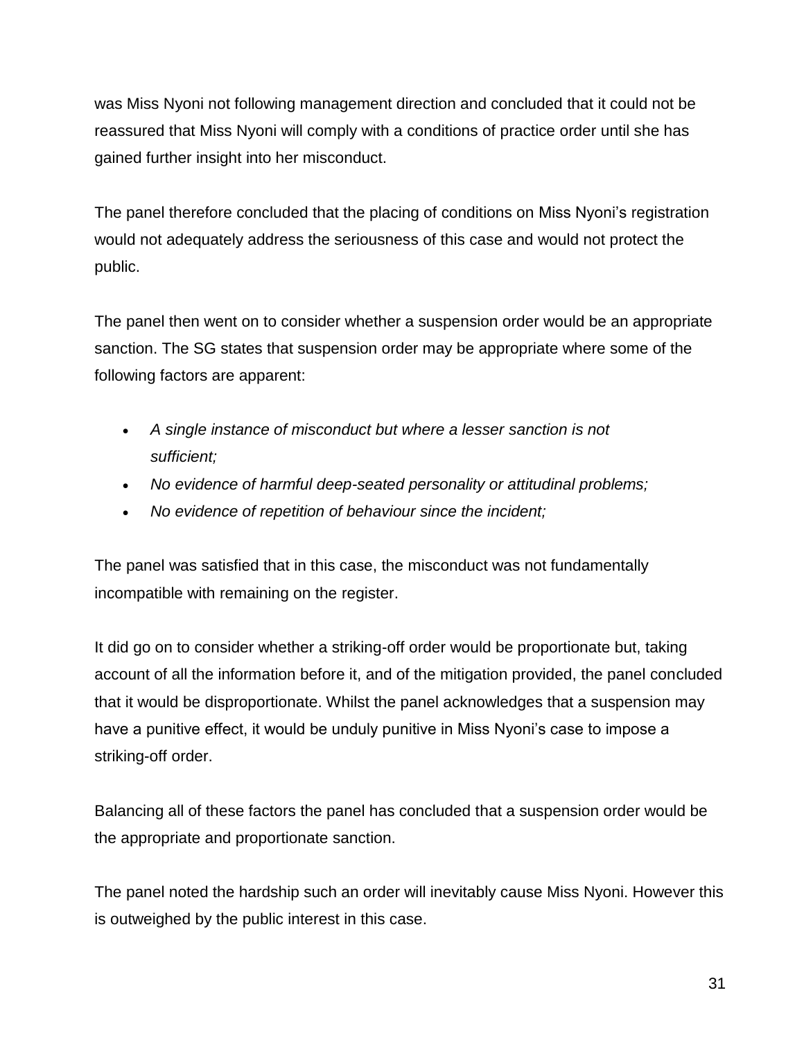was Miss Nyoni not following management direction and concluded that it could not be reassured that Miss Nyoni will comply with a conditions of practice order until she has gained further insight into her misconduct.

The panel therefore concluded that the placing of conditions on Miss Nyoni's registration would not adequately address the seriousness of this case and would not protect the public.

The panel then went on to consider whether a suspension order would be an appropriate sanction. The SG states that suspension order may be appropriate where some of the following factors are apparent:

- *A single instance of misconduct but where a lesser sanction is not sufficient;*
- *No evidence of harmful deep-seated personality or attitudinal problems;*
- *No evidence of repetition of behaviour since the incident;*

The panel was satisfied that in this case, the misconduct was not fundamentally incompatible with remaining on the register.

It did go on to consider whether a striking-off order would be proportionate but, taking account of all the information before it, and of the mitigation provided, the panel concluded that it would be disproportionate. Whilst the panel acknowledges that a suspension may have a punitive effect, it would be unduly punitive in Miss Nyoni's case to impose a striking-off order.

Balancing all of these factors the panel has concluded that a suspension order would be the appropriate and proportionate sanction.

The panel noted the hardship such an order will inevitably cause Miss Nyoni. However this is outweighed by the public interest in this case.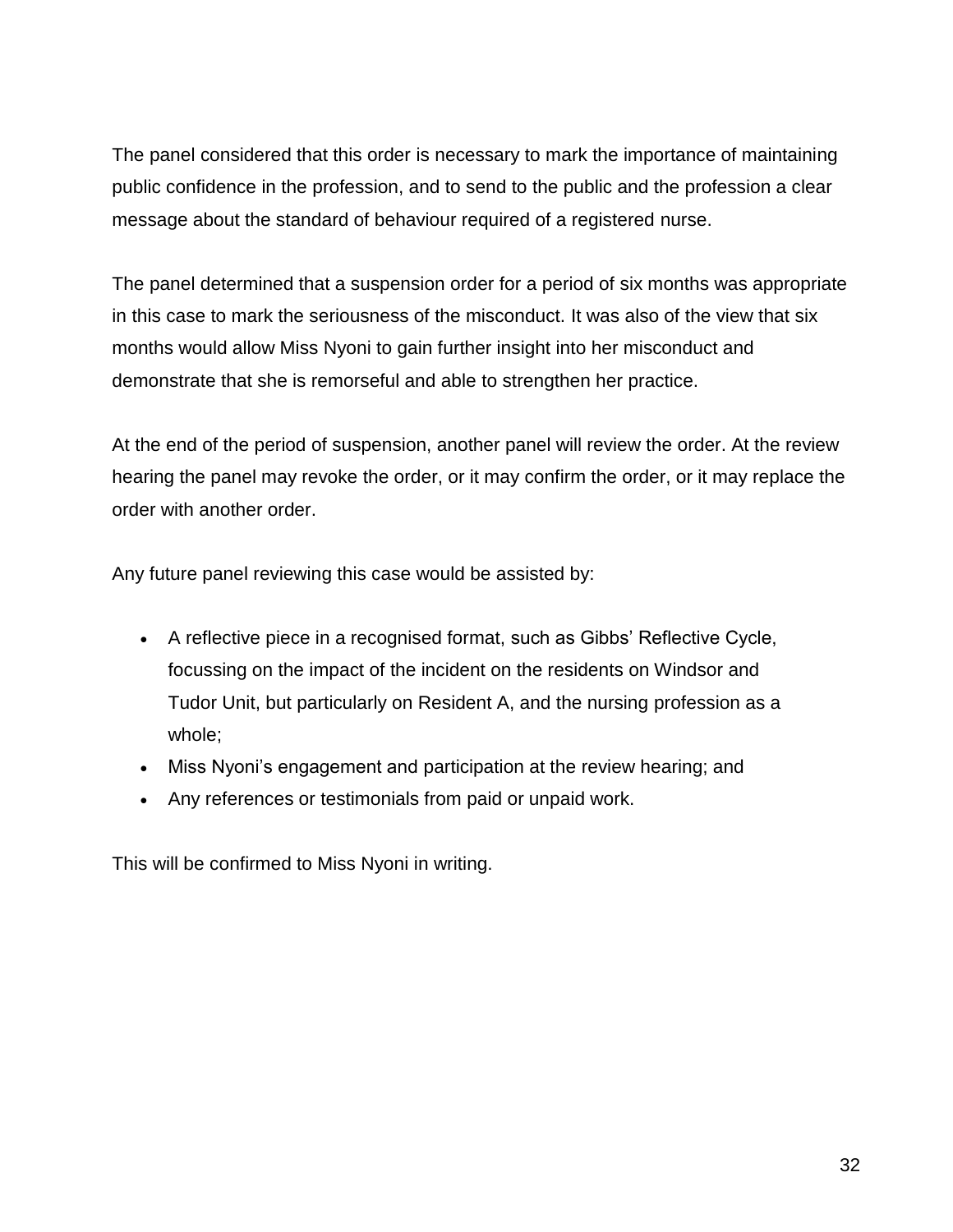The panel considered that this order is necessary to mark the importance of maintaining public confidence in the profession, and to send to the public and the profession a clear message about the standard of behaviour required of a registered nurse.

The panel determined that a suspension order for a period of six months was appropriate in this case to mark the seriousness of the misconduct. It was also of the view that six months would allow Miss Nyoni to gain further insight into her misconduct and demonstrate that she is remorseful and able to strengthen her practice.

At the end of the period of suspension, another panel will review the order. At the review hearing the panel may revoke the order, or it may confirm the order, or it may replace the order with another order.

Any future panel reviewing this case would be assisted by:

- A reflective piece in a recognised format, such as Gibbs' Reflective Cycle, focussing on the impact of the incident on the residents on Windsor and Tudor Unit, but particularly on Resident A, and the nursing profession as a whole;
- Miss Nyoni's engagement and participation at the review hearing; and
- Any references or testimonials from paid or unpaid work.

This will be confirmed to Miss Nyoni in writing.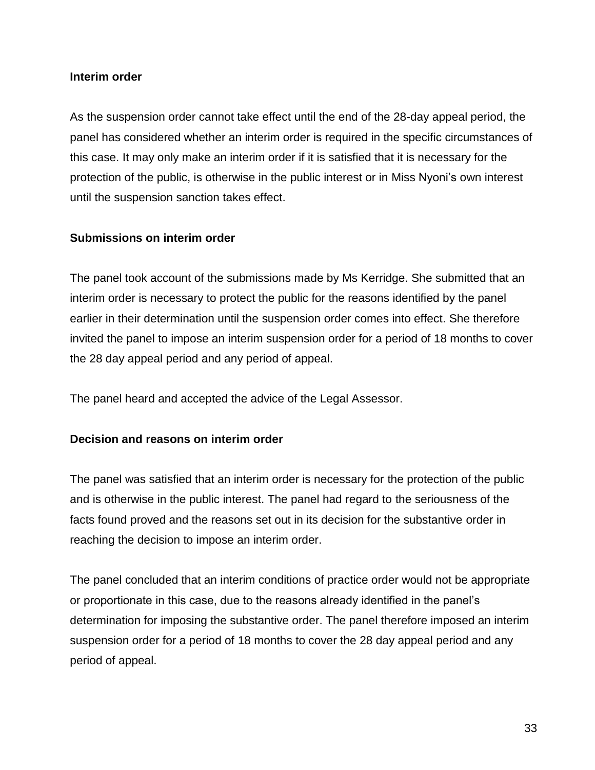**Interim order**

As the suspension order cannot take effect until the end of the 28-day appeal period, the panel has considered whether an interim order is required in the specific circumstances of this case. It may only make an interim order if it is satisfied that it is necessary for the protection of the public, is otherwise in the public interest or in Miss Nyoni's own interest until the suspension sanction takes effect.

**Submissions on interim order**

The panel took account of the submissions made by Ms Kerridge. She submitted that an interim order is necessary to protect the public for the reasons identified by the panel earlier in their determination until the suspension order comes into effect. She therefore invited the panel to impose an interim suspension order for a period of 18 months to cover the 28 day appeal period and any period of appeal.

The panel heard and accepted the advice of the Legal Assessor.

**Decision and reasons on interim order**

The panel was satisfied that an interim order is necessary for the protection of the public and is otherwise in the public interest. The panel had regard to the seriousness of the facts found proved and the reasons set out in its decision for the substantive order in reaching the decision to impose an interim order.

The panel concluded that an interim conditions of practice order would not be appropriate or proportionate in this case, due to the reasons already identified in the panel's determination for imposing the substantive order. The panel therefore imposed an interim suspension order for a period of 18 months to cover the 28 day appeal period and any period of appeal.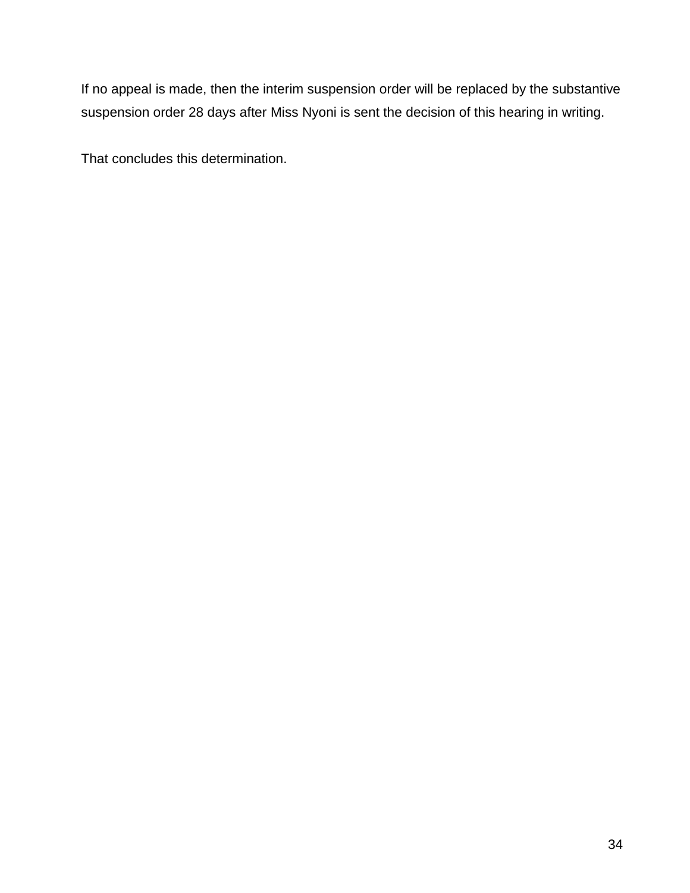If no appeal is made, then the interim suspension order will be replaced by the substantive suspension order 28 days after Miss Nyoni is sent the decision of this hearing in writing.

That concludes this determination.